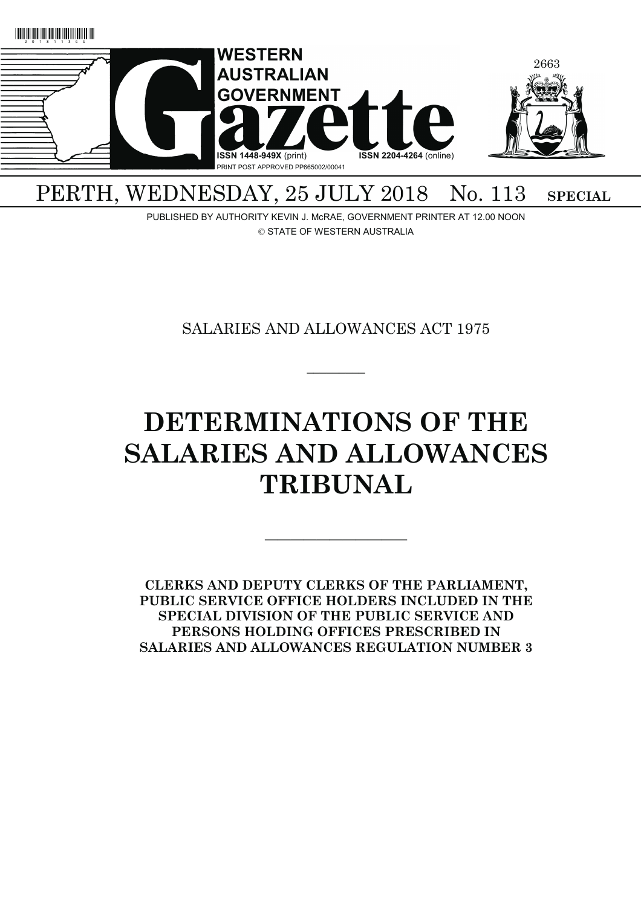# WESTERN AUSTRALIAN GOVERNMENT Gazette

ISSN 1448-949X (print) ISSN 2204-4264 (online)

PRINT POST APPROVED PP665002/00041

PERTH, WEDNESDAY, 25 JULY 2018 No. 113 **SPECIAL**

PUBLISHED BY AUTHORITY KEVIN J. McRAE, GOVERNMENT PRINTER AT 12.00 NOON

© STATE OF WESTERN AUSTRALIA

SALARIES AND ALLOWANCES ACT 1975

---

# DETERMINATIONS OF THE SALARIES AND ALLOWANCES TRIBUNAL

---

**CLERKS AND DEPUTY CLERKS OF THE PARLIAMENT, PUBLIC SERVICE OFFICE HOLDERS INCLUDED IN THE SPECIAL DIVISION OF THE PUBLIC SERVICE AND PERSONS HOLDING OFFICES PRESCRIBED IN SALARIES AND ALLOWANCES REGULATION NUMBER 3**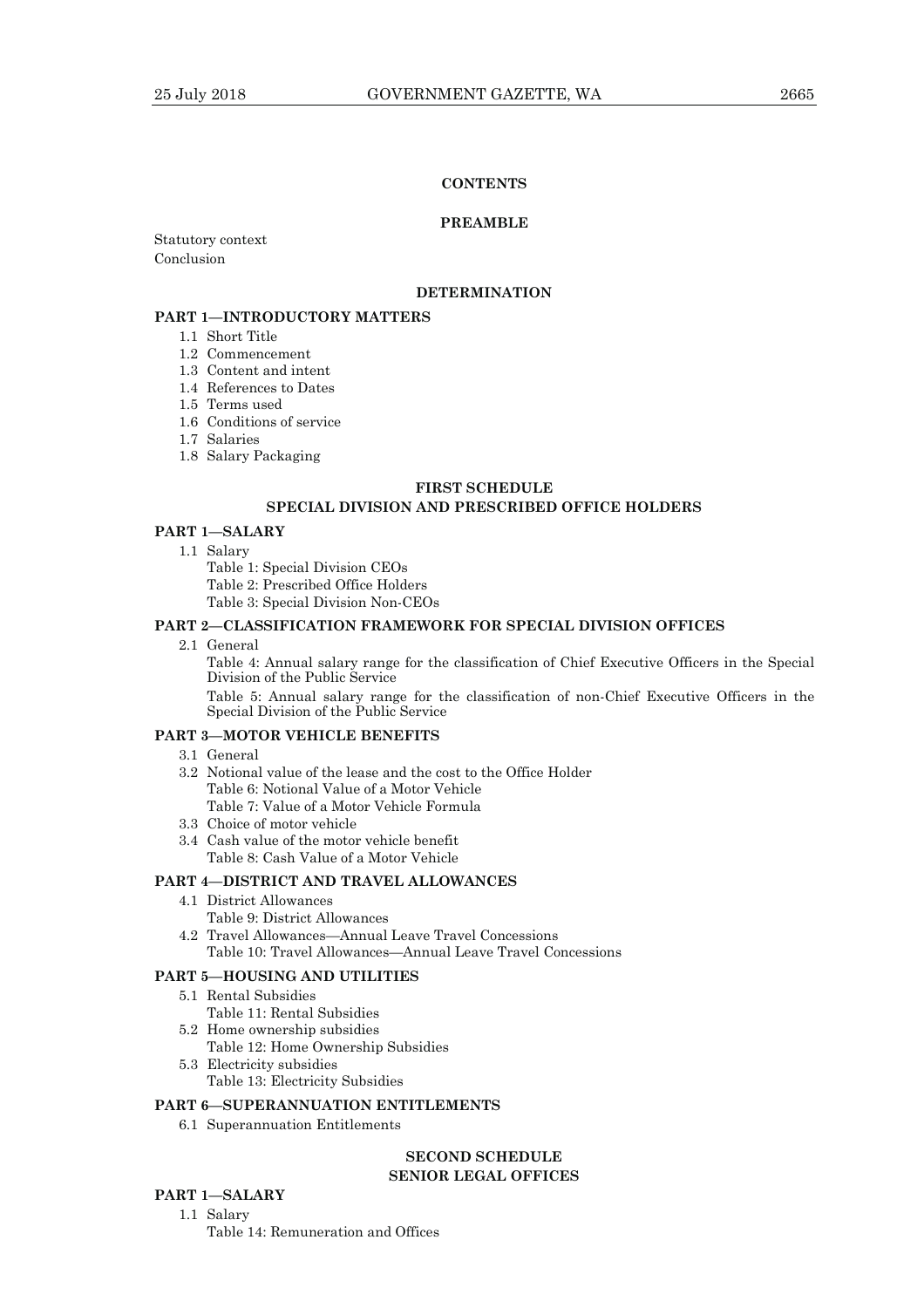## CONTENTS

### PREAMBLE

Statutory context
Conclusion

### DETERMINATION

#### PART 1—INTRODUCTORY MATTERS

- 1.1 Short Title
- 1.2 Commencement
- 1.3 Content and intent
- 1.4 References to Dates
- 1.5 Terms used
- 1.6 Conditions of service
- 1.7 Salaries
- 1.8 Salary Packaging

### FIRST SCHEDULE
### SPECIAL DIVISION AND PRESCRIBED OFFICE HOLDERS

#### PART 1—SALARY

- 1.1 Salary
  - Table 1: Special Division CEOs
  - Table 2: Prescribed Office Holders
  - Table 3: Special Division Non-CEOs

#### PART 2—CLASSIFICATION FRAMEWORK FOR SPECIAL DIVISION OFFICES

- 2.1 General
  - Table 4: Annual salary range for the classification of Chief Executive Officers in the Special Division of the Public Service
  - Table 5: Annual salary range for the classification of non-Chief Executive Officers in the Special Division of the Public Service

#### PART 3—MOTOR VEHICLE BENEFITS

- 3.1 General
- 3.2 Notional value of the lease and the cost to the Office Holder
  - Table 6: Notional Value of a Motor Vehicle
  - Table 7: Value of a Motor Vehicle Formula
- 3.3 Choice of motor vehicle
- 3.4 Cash value of the motor vehicle benefit
  - Table 8: Cash Value of a Motor Vehicle

#### PART 4—DISTRICT AND TRAVEL ALLOWANCES

- 4.1 District Allowances
  - Table 9: District Allowances
- 4.2 Travel Allowances—Annual Leave Travel Concessions
  - Table 10: Travel Allowances—Annual Leave Travel Concessions

#### PART 5—HOUSING AND UTILITIES

- 5.1 Rental Subsidies
  - Table 11: Rental Subsidies
- 5.2 Home ownership subsidies
  - Table 12: Home Ownership Subsidies
- 5.3 Electricity subsidies
  - Table 13: Electricity Subsidies

#### PART 6—SUPERANNUATION ENTITLEMENTS

- 6.1 Superannuation Entitlements

### SECOND SCHEDULE
### SENIOR LEGAL OFFICES

#### PART 1—SALARY

- 1.1 Salary
  - Table 14: Remuneration and Offices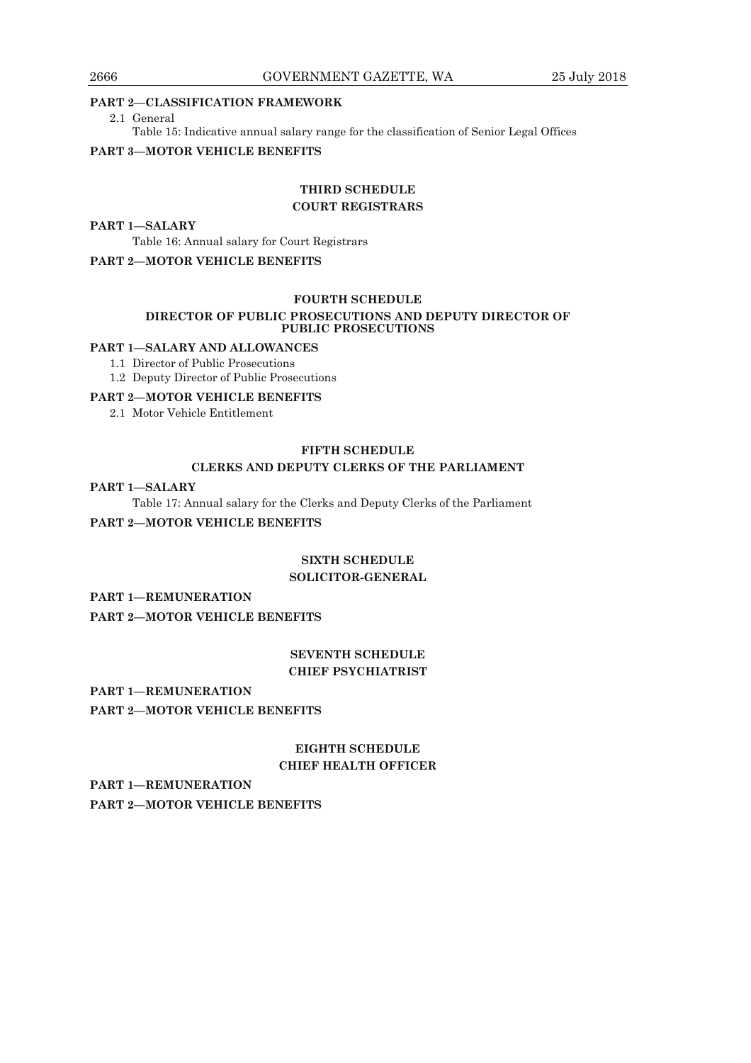**PART 2—CLASSIFICATION FRAMEWORK**

2.1 General

Table 15: Indicative annual salary range for the classification of Senior Legal Offices

**PART 3—MOTOR VEHICLE BENEFITS**

## THIRD SCHEDULE
## COURT REGISTRARS

**PART 1—SALARY**

Table 16: Annual salary for Court Registrars

**PART 2—MOTOR VEHICLE BENEFITS**

## FOURTH SCHEDULE
## DIRECTOR OF PUBLIC PROSECUTIONS AND DEPUTY DIRECTOR OF PUBLIC PROSECUTIONS

**PART 1—SALARY AND ALLOWANCES**

1.1 Director of Public Prosecutions

1.2 Deputy Director of Public Prosecutions

**PART 2—MOTOR VEHICLE BENEFITS**

2.1 Motor Vehicle Entitlement

## FIFTH SCHEDULE
## CLERKS AND DEPUTY CLERKS OF THE PARLIAMENT

**PART 1—SALARY**

Table 17: Annual salary for the Clerks and Deputy Clerks of the Parliament

**PART 2—MOTOR VEHICLE BENEFITS**

## SIXTH SCHEDULE
## SOLICITOR-GENERAL

**PART 1—REMUNERATION**

**PART 2—MOTOR VEHICLE BENEFITS**

## SEVENTH SCHEDULE
## CHIEF PSYCHIATRIST

**PART 1—REMUNERATION**

**PART 2—MOTOR VEHICLE BENEFITS**

## EIGHTH SCHEDULE
## CHIEF HEALTH OFFICER

**PART 1—REMUNERATION**

**PART 2—MOTOR VEHICLE BENEFITS**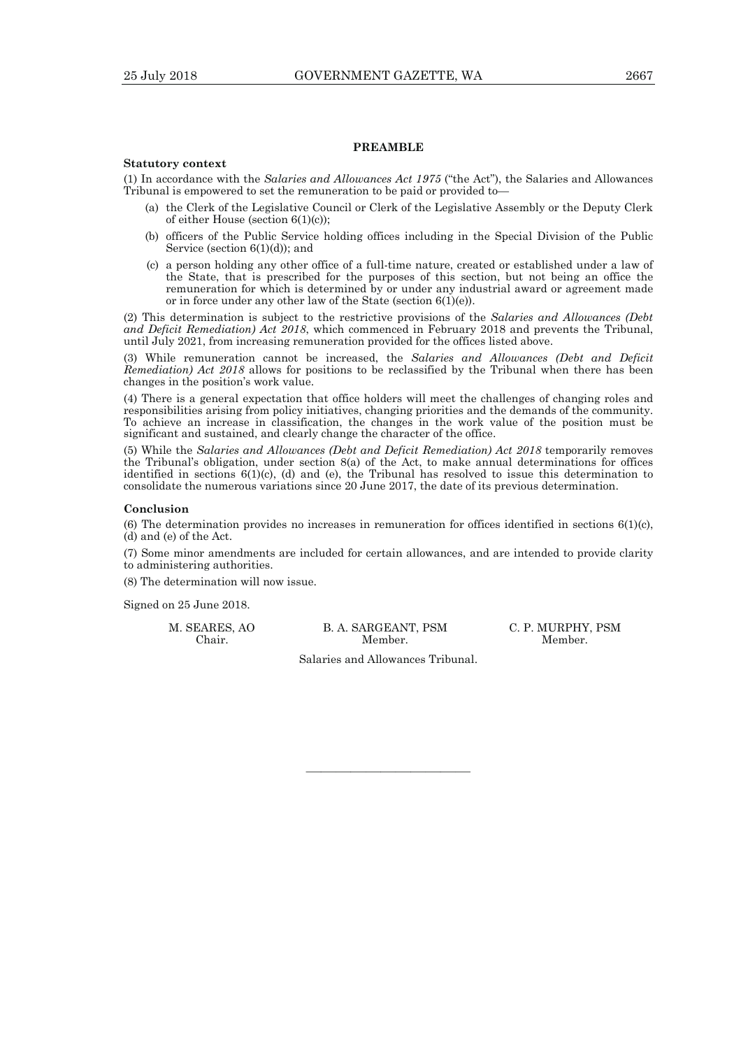## PREAMBLE

**Statutory context**

(1) In accordance with the *Salaries and Allowances Act 1975* ("the Act"), the Salaries and Allowances Tribunal is empowered to set the remuneration to be paid or provided to—

- (a) the Clerk of the Legislative Council or Clerk of the Legislative Assembly or the Deputy Clerk of either House (section 6(1)(c));
- (b) officers of the Public Service holding offices including in the Special Division of the Public Service (section 6(1)(d)); and
- (c) a person holding any other office of a full-time nature, created or established under a law of the State, that is prescribed for the purposes of this section, but not being an office the remuneration for which is determined by or under any industrial award or agreement made or in force under any other law of the State (section 6(1)(e)).

(2) This determination is subject to the restrictive provisions of the *Salaries and Allowances (Debt and Deficit Remediation) Act 2018*, which commenced in February 2018 and prevents the Tribunal, until July 2021, from increasing remuneration provided for the offices listed above.

(3) While remuneration cannot be increased, the *Salaries and Allowances (Debt and Deficit Remediation) Act 2018* allows for positions to be reclassified by the Tribunal when there has been changes in the position's work value.

(4) There is a general expectation that office holders will meet the challenges of changing roles and responsibilities arising from policy initiatives, changing priorities and the demands of the community. To achieve an increase in classification, the changes in the work value of the position must be significant and sustained, and clearly change the character of the office.

(5) While the *Salaries and Allowances (Debt and Deficit Remediation) Act 2018* temporarily removes the Tribunal's obligation, under section 8(a) of the Act, to make annual determinations for offices identified in sections 6(1)(c), (d) and (e), the Tribunal has resolved to issue this determination to consolidate the numerous variations since 20 June 2017, the date of its previous determination.

**Conclusion**

(6) The determination provides no increases in remuneration for offices identified in sections 6(1)(c), (d) and (e) of the Act.

(7) Some minor amendments are included for certain allowances, and are intended to provide clarity to administering authorities.

(8) The determination will now issue.

Signed on 25 June 2018.

| M. SEARES, AO | B. A. SARGEANT, PSM | C. P. MURPHY, PSM |
|---|---|---|
| Chair. | Member. | Member. |

Salaries and Allowances Tribunal.

---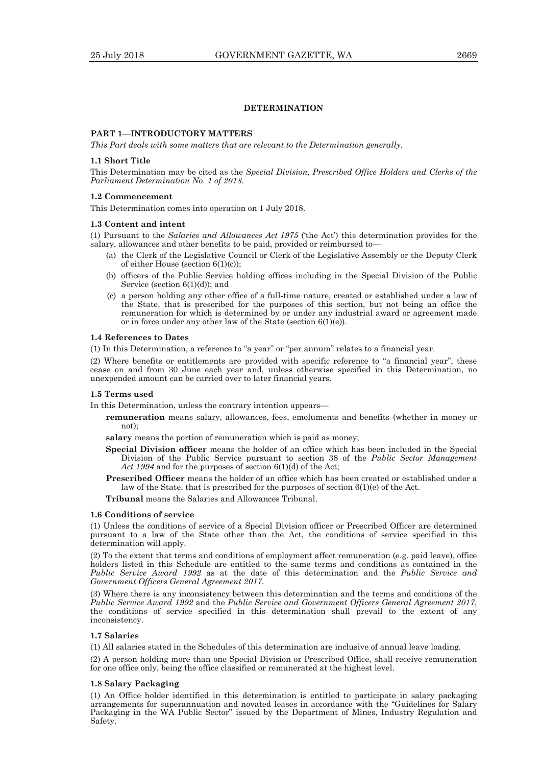## DETERMINATION

### PART 1—INTRODUCTORY MATTERS

*This Part deals with some matters that are relevant to the Determination generally.*

#### 1.1 Short Title

This Determination may be cited as the *Special Division, Prescribed Office Holders and Clerks of the Parliament Determination No. 1 of 2018*.

#### 1.2 Commencement

This Determination comes into operation on 1 July 2018.

#### 1.3 Content and intent

(1) Pursuant to the *Salaries and Allowances Act 1975* ('the Act') this determination provides for the salary, allowances and other benefits to be paid, provided or reimbursed to—

- (a) the Clerk of the Legislative Council or Clerk of the Legislative Assembly or the Deputy Clerk of either House (section 6(1)(c));
- (b) officers of the Public Service holding offices including in the Special Division of the Public Service (section 6(1)(d)); and
- (c) a person holding any other office of a full-time nature, created or established under a law of the State, that is prescribed for the purposes of this section, but not being an office the remuneration for which is determined by or under any industrial award or agreement made or in force under any other law of the State (section 6(1)(e)).

#### 1.4 References to Dates

(1) In this Determination, a reference to "a year" or "per annum" relates to a financial year.

(2) Where benefits or entitlements are provided with specific reference to "a financial year", these cease on and from 30 June each year and, unless otherwise specified in this Determination, no unexpended amount can be carried over to later financial years.

#### 1.5 Terms used

In this Determination, unless the contrary intention appears—

**remuneration** means salary, allowances, fees, emoluments and benefits (whether in money or not);

**salary** means the portion of remuneration which is paid as money;

**Special Division officer** means the holder of an office which has been included in the Special Division of the Public Service pursuant to section 38 of the *Public Sector Management Act 1994* and for the purposes of section 6(1)(d) of the Act;

**Prescribed Officer** means the holder of an office which has been created or established under a law of the State, that is prescribed for the purposes of section 6(1)(e) of the Act.

**Tribunal** means the Salaries and Allowances Tribunal.

#### 1.6 Conditions of service

(1) Unless the conditions of service of a Special Division officer or Prescribed Officer are determined pursuant to a law of the State other than the Act, the conditions of service specified in this determination will apply.

(2) To the extent that terms and conditions of employment affect remuneration (e.g. paid leave), office holders listed in this Schedule are entitled to the same terms and conditions as contained in the *Public Service Award 1992* as at the date of this determination and the *Public Service and Government Officers General Agreement 2017*.

(3) Where there is any inconsistency between this determination and the terms and conditions of the *Public Service Award 1992* and the *Public Service and Government Officers General Agreement 2017*, the conditions of service specified in this determination shall prevail to the extent of any inconsistency.

#### 1.7 Salaries

(1) All salaries stated in the Schedules of this determination are inclusive of annual leave loading.

(2) A person holding more than one Special Division or Prescribed Office, shall receive remuneration for one office only, being the office classified or remunerated at the highest level.

#### 1.8 Salary Packaging

(1) An Office holder identified in this determination is entitled to participate in salary packaging arrangements for superannuation and novated leases in accordance with the "Guidelines for Salary Packaging in the WA Public Sector" issued by the Department of Mines, Industry Regulation and Safety.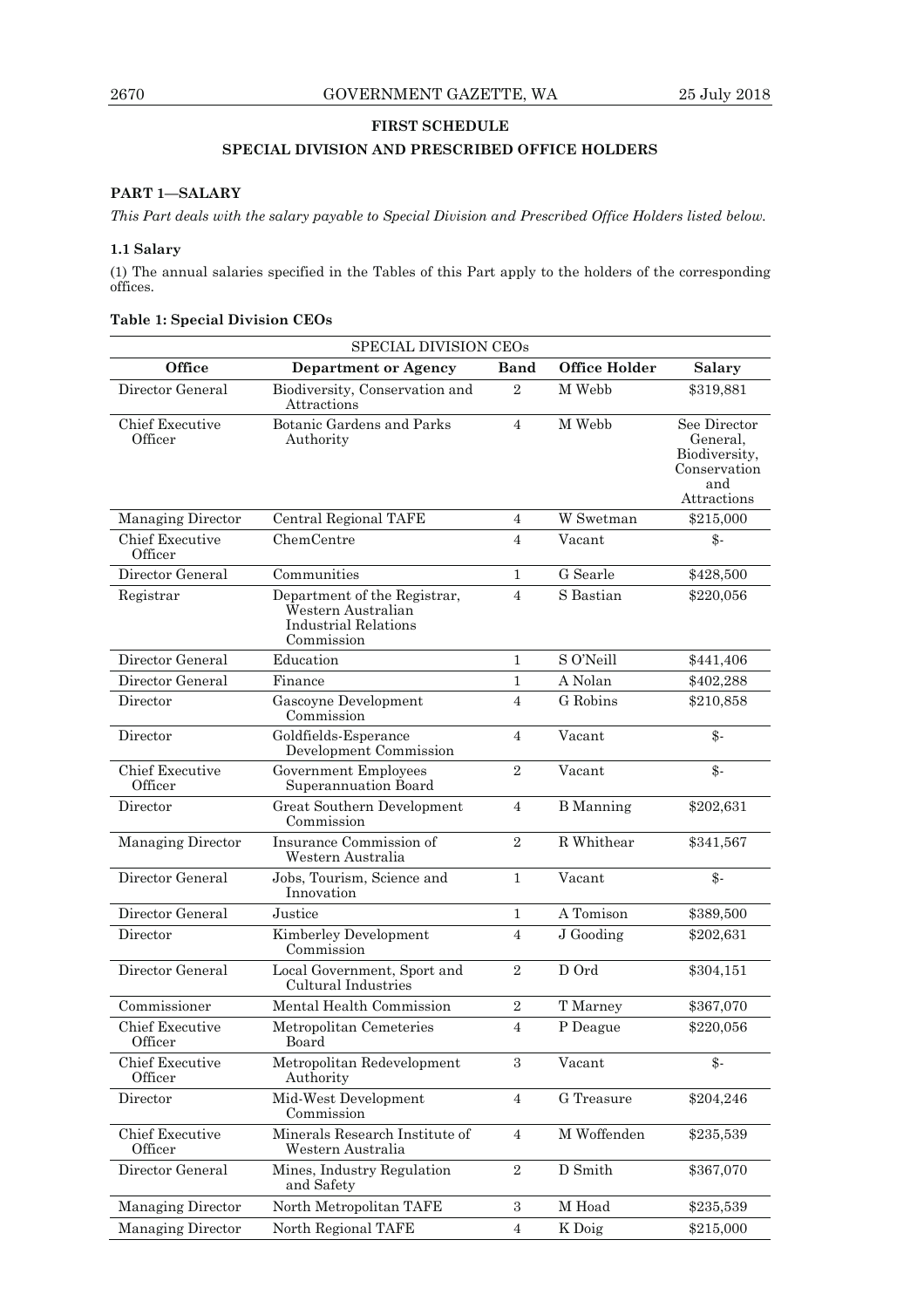## FIRST SCHEDULE

## SPECIAL DIVISION AND PRESCRIBED OFFICE HOLDERS

### PART 1—SALARY

*This Part deals with the salary payable to Special Division and Prescribed Office Holders listed below.*

#### 1.1 Salary

(1) The annual salaries specified in the Tables of this Part apply to the holders of the corresponding offices.

**Table 1: Special Division CEOs**

| SPECIAL DIVISION CEOs | | | | |
|---|---|---|---|---|
| **Office** | **Department or Agency** | **Band** | **Office Holder** | **Salary** |
| Director General | Biodiversity, Conservation and Attractions | 2 | M Webb | $319,881 |
| Chief Executive Officer | Botanic Gardens and Parks Authority | 4 | M Webb | See Director General, Biodiversity, Conservation and Attractions |
| Managing Director | Central Regional TAFE | 4 | W Swetman | $215,000 |
| Chief Executive Officer | ChemCentre | 4 | Vacant | $- |
| Director General | Communities | 1 | G Searle | $428,500 |
| Registrar | Department of the Registrar, Western Australian Industrial Relations Commission | 4 | S Bastian | $220,056 |
| Director General | Education | 1 | S O'Neill | $441,406 |
| Director General | Finance | 1 | A Nolan | $402,288 |
| Director | Gascoyne Development Commission | 4 | G Robins | $210,858 |
| Director | Goldfields-Esperance Development Commission | 4 | Vacant | $- |
| Chief Executive Officer | Government Employees Superannuation Board | 2 | Vacant | $- |
| Director | Great Southern Development Commission | 4 | B Manning | $202,631 |
| Managing Director | Insurance Commission of Western Australia | 2 | R Whithear | $341,567 |
| Director General | Jobs, Tourism, Science and Innovation | 1 | Vacant | $- |
| Director General | Justice | 1 | A Tomison | $389,500 |
| Director | Kimberley Development Commission | 4 | J Gooding | $202,631 |
| Director General | Local Government, Sport and Cultural Industries | 2 | D Ord | $304,151 |
| Commissioner | Mental Health Commission | 2 | T Marney | $367,070 |
| Chief Executive Officer | Metropolitan Cemeteries Board | 4 | P Deague | $220,056 |
| Chief Executive Officer | Metropolitan Redevelopment Authority | 3 | Vacant | $- |
| Director | Mid-West Development Commission | 4 | G Treasure | $204,246 |
| Chief Executive Officer | Minerals Research Institute of Western Australia | 4 | M Woffenden | $235,539 |
| Director General | Mines, Industry Regulation and Safety | 2 | D Smith | $367,070 |
| Managing Director | North Metropolitan TAFE | 3 | M Hoad | $235,539 |
| Managing Director | North Regional TAFE | 4 | K Doig | $215,000 |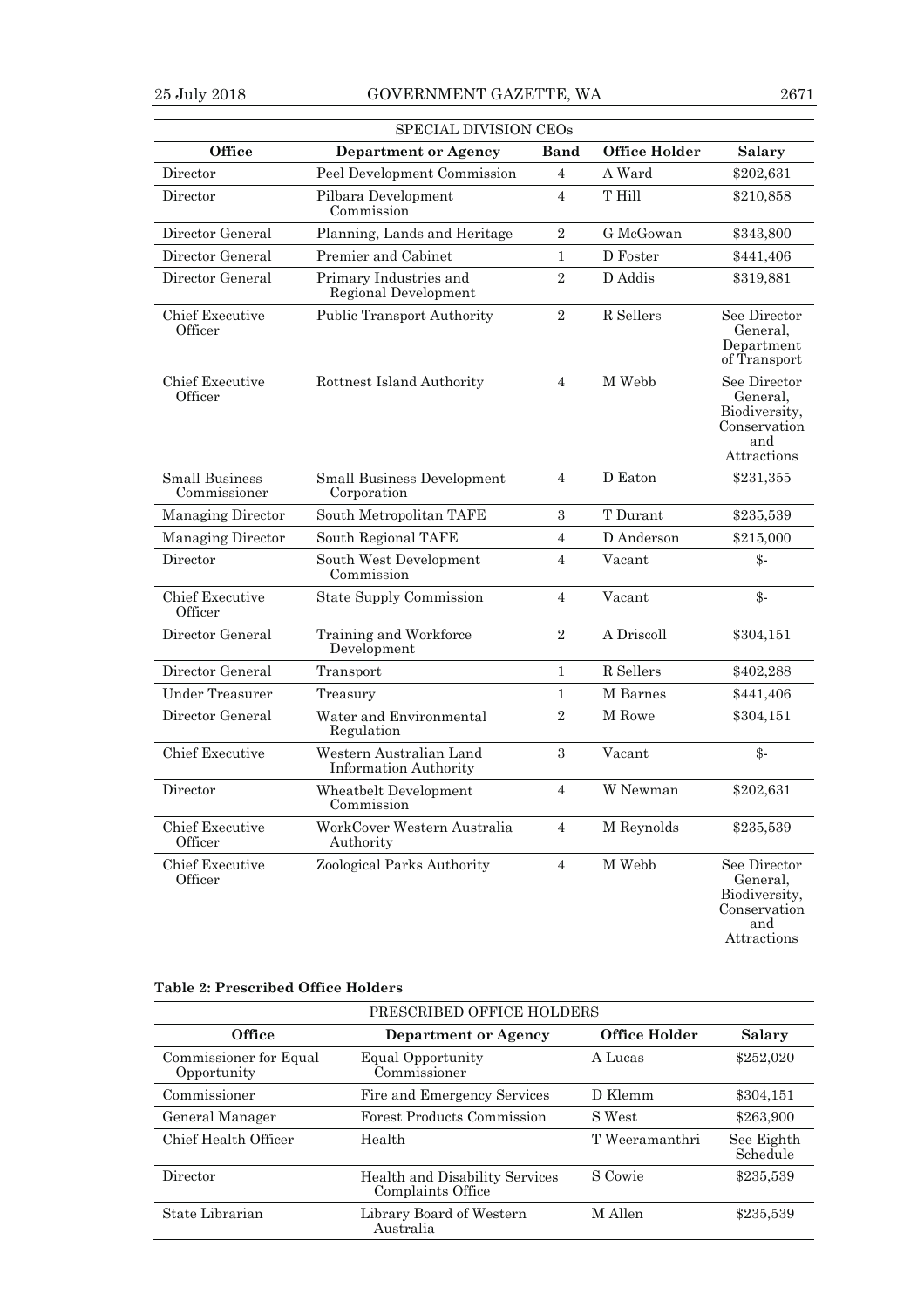| SPECIAL DIVISION CEOs | | | | |
|---|---|---|---|---|
| **Office** | **Department or Agency** | **Band** | **Office Holder** | **Salary** |
| Director | Peel Development Commission | 4 | A Ward | $202,631 |
| Director | Pilbara Development Commission | 4 | T Hill | $210,858 |
| Director General | Planning, Lands and Heritage | 2 | G McGowan | $343,800 |
| Director General | Premier and Cabinet | 1 | D Foster | $441,406 |
| Director General | Primary Industries and Regional Development | 2 | D Addis | $319,881 |
| Chief Executive Officer | Public Transport Authority | 2 | R Sellers | See Director General, Department of Transport |
| Chief Executive Officer | Rottnest Island Authority | 4 | M Webb | See Director General, Biodiversity, Conservation and Attractions |
| Small Business Commissioner | Small Business Development Corporation | 4 | D Eaton | $231,355 |
| Managing Director | South Metropolitan TAFE | 3 | T Durant | $235,539 |
| Managing Director | South Regional TAFE | 4 | D Anderson | $215,000 |
| Director | South West Development Commission | 4 | Vacant | $- |
| Chief Executive Officer | State Supply Commission | 4 | Vacant | $- |
| Director General | Training and Workforce Development | 2 | A Driscoll | $304,151 |
| Director General | Transport | 1 | R Sellers | $402,288 |
| Under Treasurer | Treasury | 1 | M Barnes | $441,406 |
| Director General | Water and Environmental Regulation | 2 | M Rowe | $304,151 |
| Chief Executive | Western Australian Land Information Authority | 3 | Vacant | $- |
| Director | Wheatbelt Development Commission | 4 | W Newman | $202,631 |
| Chief Executive Officer | WorkCover Western Australia Authority | 4 | M Reynolds | $235,539 |
| Chief Executive Officer | Zoological Parks Authority | 4 | M Webb | See Director General, Biodiversity, Conservation and Attractions |

**Table 2: Prescribed Office Holders**

| PRESCRIBED OFFICE HOLDERS | | | |
|---|---|---|---|
| **Office** | **Department or Agency** | **Office Holder** | **Salary** |
| Commissioner for Equal Opportunity | Equal Opportunity Commissioner | A Lucas | $252,020 |
| Commissioner | Fire and Emergency Services | D Klemm | $304,151 |
| General Manager | Forest Products Commission | S West | $263,900 |
| Chief Health Officer | Health | T Weeramanthri | See Eighth Schedule |
| Director | Health and Disability Services Complaints Office | S Cowie | $235,539 |
| State Librarian | Library Board of Western Australia | M Allen | $235,539 |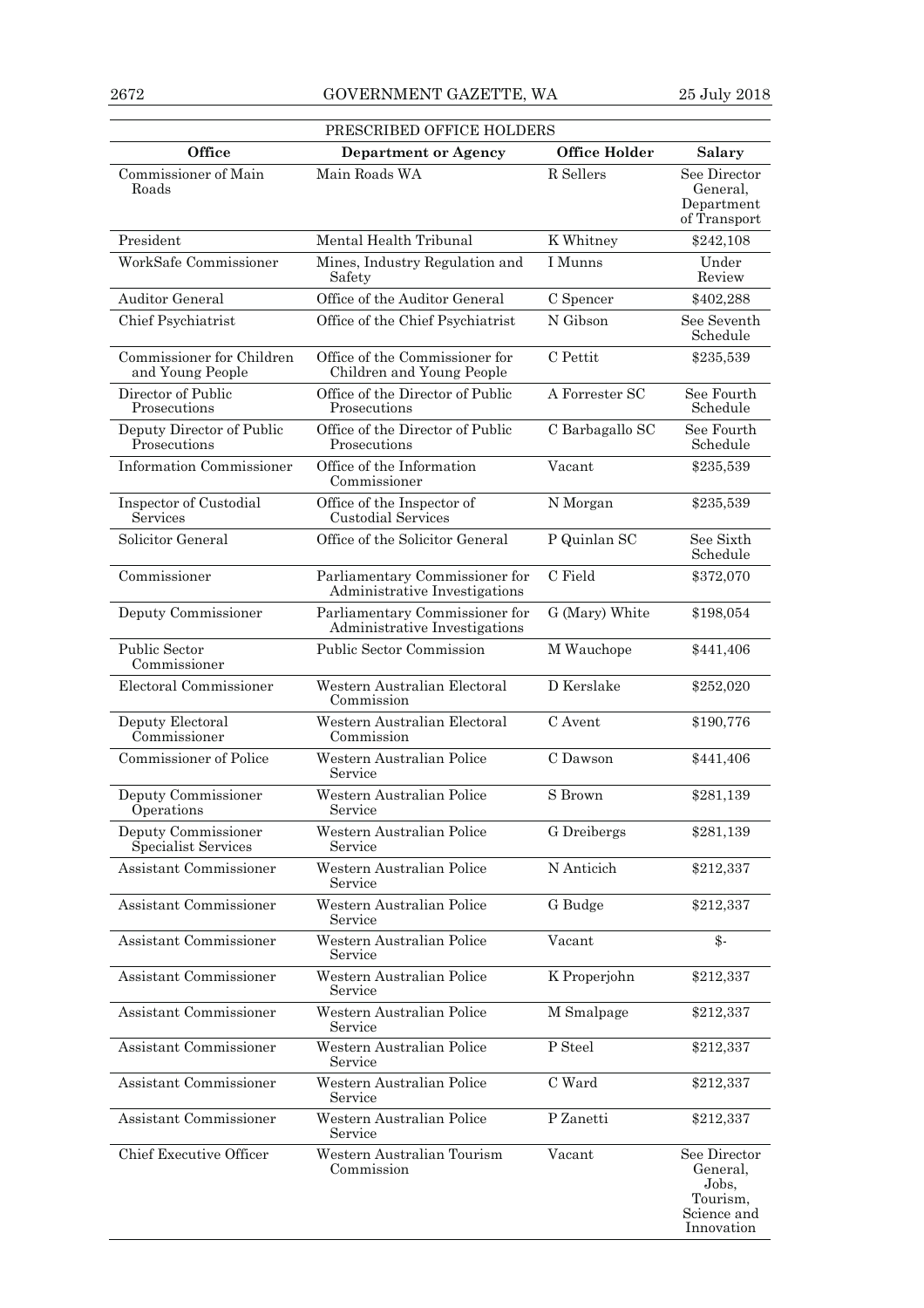| PRESCRIBED OFFICE HOLDERS | | | |
|---|---|---|---|
| **Office** | **Department or Agency** | **Office Holder** | **Salary** |
| Commissioner of Main Roads | Main Roads WA | R Sellers | See Director General, Department of Transport |
| President | Mental Health Tribunal | K Whitney | $242,108 |
| WorkSafe Commissioner | Mines, Industry Regulation and Safety | I Munns | Under Review |
| Auditor General | Office of the Auditor General | C Spencer | $402,288 |
| Chief Psychiatrist | Office of the Chief Psychiatrist | N Gibson | See Seventh Schedule |
| Commissioner for Children and Young People | Office of the Commissioner for Children and Young People | C Pettit | $235,539 |
| Director of Public Prosecutions | Office of the Director of Public Prosecutions | A Forrester SC | See Fourth Schedule |
| Deputy Director of Public Prosecutions | Office of the Director of Public Prosecutions | C Barbagallo SC | See Fourth Schedule |
| Information Commissioner | Office of the Information Commissioner | Vacant | $235,539 |
| Inspector of Custodial Services | Office of the Inspector of Custodial Services | N Morgan | $235,539 |
| Solicitor General | Office of the Solicitor General | P Quinlan SC | See Sixth Schedule |
| Commissioner | Parliamentary Commissioner for Administrative Investigations | C Field | $372,070 |
| Deputy Commissioner | Parliamentary Commissioner for Administrative Investigations | G (Mary) White | $198,054 |
| Public Sector Commissioner | Public Sector Commission | M Wauchope | $441,406 |
| Electoral Commissioner | Western Australian Electoral Commission | D Kerslake | $252,020 |
| Deputy Electoral Commissioner | Western Australian Electoral Commission | C Avent | $190,776 |
| Commissioner of Police | Western Australian Police Service | C Dawson | $441,406 |
| Deputy Commissioner Operations | Western Australian Police Service | S Brown | $281,139 |
| Deputy Commissioner Specialist Services | Western Australian Police Service | G Dreibergs | $281,139 |
| Assistant Commissioner | Western Australian Police Service | N Anticich | $212,337 |
| Assistant Commissioner | Western Australian Police Service | G Budge | $212,337 |
| Assistant Commissioner | Western Australian Police Service | Vacant | $- |
| Assistant Commissioner | Western Australian Police Service | K Properjohn | $212,337 |
| Assistant Commissioner | Western Australian Police Service | M Smalpage | $212,337 |
| Assistant Commissioner | Western Australian Police Service | P Steel | $212,337 |
| Assistant Commissioner | Western Australian Police Service | C Ward | $212,337 |
| Assistant Commissioner | Western Australian Police Service | P Zanetti | $212,337 |
| Chief Executive Officer | Western Australian Tourism Commission | Vacant | See Director General, Jobs, Tourism, Science and Innovation |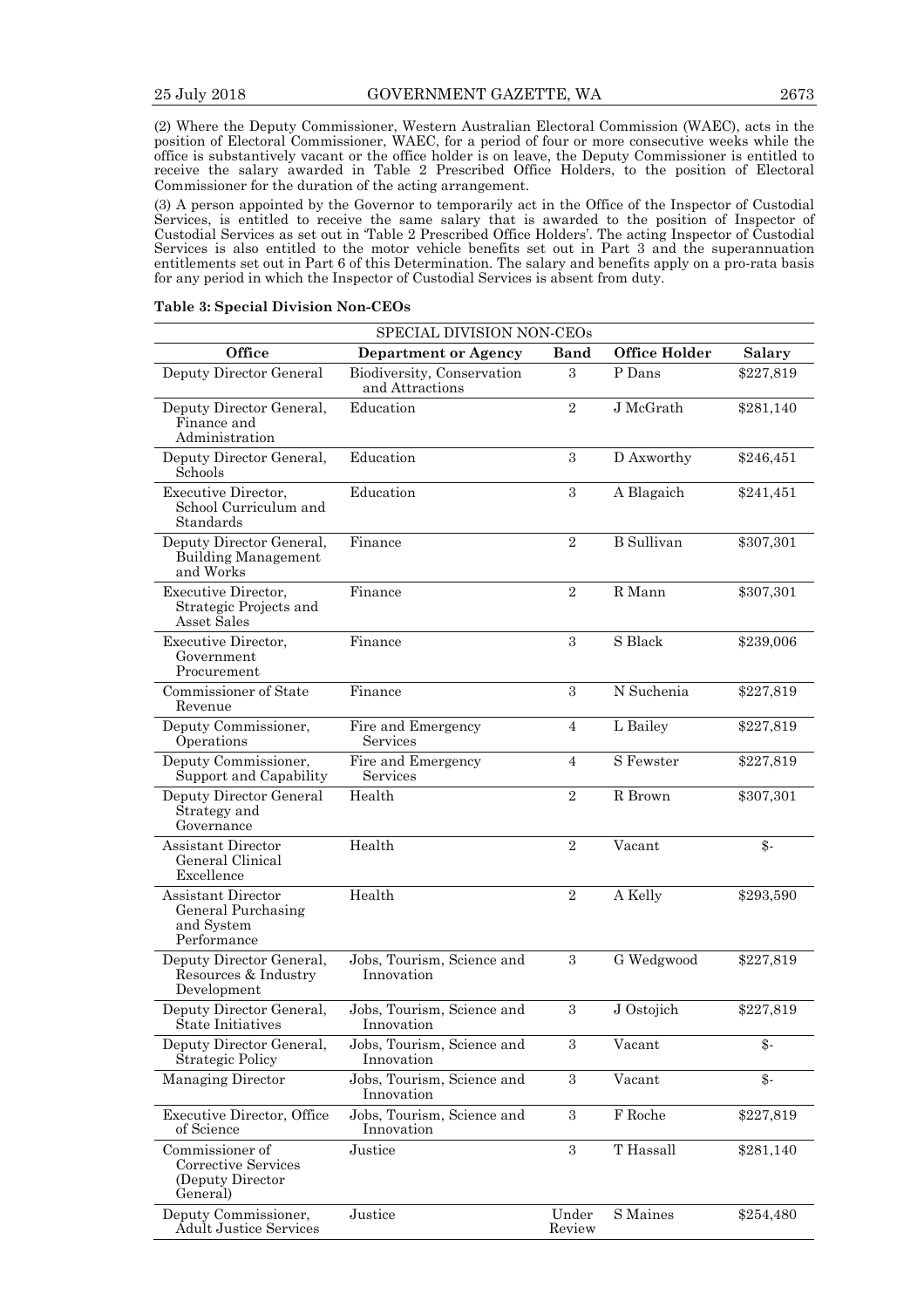(2) Where the Deputy Commissioner, Western Australian Electoral Commission (WAEC), acts in the position of Electoral Commissioner, WAEC, for a period of four or more consecutive weeks while the office is substantively vacant or the office holder is on leave, the Deputy Commissioner is entitled to receive the salary awarded in Table 2 Prescribed Office Holders, to the position of Electoral Commissioner for the duration of the acting arrangement.

(3) A person appointed by the Governor to temporarily act in the Office of the Inspector of Custodial Services, is entitled to receive the same salary that is awarded to the position of Inspector of Custodial Services as set out in 'Table 2 Prescribed Office Holders'. The acting Inspector of Custodial Services is also entitled to the motor vehicle benefits set out in Part 3 and the superannuation entitlements set out in Part 6 of this Determination. The salary and benefits apply on a pro-rata basis for any period in which the Inspector of Custodial Services is absent from duty.

**Table 3: Special Division Non-CEOs**

| SPECIAL DIVISION NON-CEOs | | | | |
|---|---|---|---|---|
| **Office** | **Department or Agency** | **Band** | **Office Holder** | **Salary** |
| Deputy Director General | Biodiversity, Conservation and Attractions | 3 | P Dans | $227,819 |
| Deputy Director General, Finance and Administration | Education | 2 | J McGrath | $281,140 |
| Deputy Director General, Schools | Education | 3 | D Axworthy | $246,451 |
| Executive Director, School Curriculum and Standards | Education | 3 | A Blagaich | $241,451 |
| Deputy Director General, Building Management and Works | Finance | 2 | B Sullivan | $307,301 |
| Executive Director, Strategic Projects and Asset Sales | Finance | 2 | R Mann | $307,301 |
| Executive Director, Government Procurement | Finance | 3 | S Black | $239,006 |
| Commissioner of State Revenue | Finance | 3 | N Suchenia | $227,819 |
| Deputy Commissioner, Operations | Fire and Emergency Services | 4 | L Bailey | $227,819 |
| Deputy Commissioner, Support and Capability | Fire and Emergency Services | 4 | S Fewster | $227,819 |
| Deputy Director General Strategy and Governance | Health | 2 | R Brown | $307,301 |
| Assistant Director General Clinical Excellence | Health | 2 | Vacant | $- |
| Assistant Director General Purchasing and System Performance | Health | 2 | A Kelly | $293,590 |
| Deputy Director General, Resources & Industry Development | Jobs, Tourism, Science and Innovation | 3 | G Wedgwood | $227,819 |
| Deputy Director General, State Initiatives | Jobs, Tourism, Science and Innovation | 3 | J Ostojich | $227,819 |
| Deputy Director General, Strategic Policy | Jobs, Tourism, Science and Innovation | 3 | Vacant | $- |
| Managing Director | Jobs, Tourism, Science and Innovation | 3 | Vacant | $- |
| Executive Director, Office of Science | Jobs, Tourism, Science and Innovation | 3 | F Roche | $227,819 |
| Commissioner of Corrective Services (Deputy Director General) | Justice | 3 | T Hassall | $281,140 |
| Deputy Commissioner, Adult Justice Services | Justice | Under Review | S Maines | $254,480 |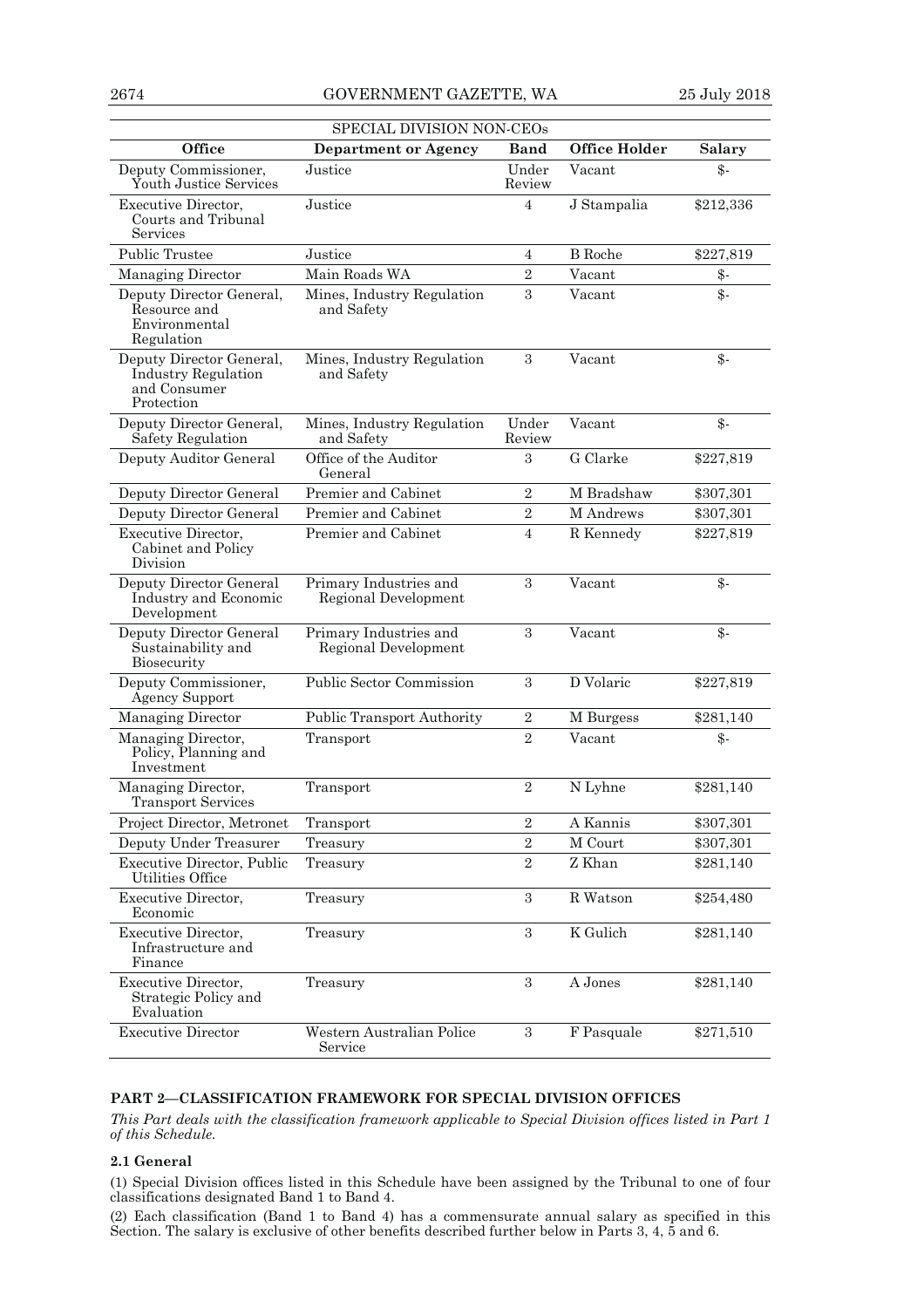| SPECIAL DIVISION NON-CEOs | | | | |
|---|---|---|---|---|
| **Office** | **Department or Agency** | **Band** | **Office Holder** | **Salary** |
| Deputy Commissioner, Youth Justice Services | Justice | Under Review | Vacant | $- |
| Executive Director, Courts and Tribunal Services | Justice | 4 | J Stampalia | $212,336 |
| Public Trustee | Justice | 4 | B Roche | $227,819 |
| Managing Director | Main Roads WA | 2 | Vacant | $- |
| Deputy Director General, Resource and Environmental Regulation | Mines, Industry Regulation and Safety | 3 | Vacant | $- |
| Deputy Director General, Industry Regulation and Consumer Protection | Mines, Industry Regulation and Safety | 3 | Vacant | $- |
| Deputy Director General, Safety Regulation | Mines, Industry Regulation and Safety | Under Review | Vacant | $- |
| Deputy Auditor General | Office of the Auditor General | 3 | G Clarke | $227,819 |
| Deputy Director General | Premier and Cabinet | 2 | M Bradshaw | $307,301 |
| Deputy Director General | Premier and Cabinet | 2 | M Andrews | $307,301 |
| Executive Director, Cabinet and Policy Division | Premier and Cabinet | 4 | R Kennedy | $227,819 |
| Deputy Director General Industry and Economic Development | Primary Industries and Regional Development | 3 | Vacant | $- |
| Deputy Director General Sustainability and Biosecurity | Primary Industries and Regional Development | 3 | Vacant | $- |
| Deputy Commissioner, Agency Support | Public Sector Commission | 3 | D Volaric | $227,819 |
| Managing Director | Public Transport Authority | 2 | M Burgess | $281,140 |
| Managing Director, Policy, Planning and Investment | Transport | 2 | Vacant | $- |
| Managing Director, Transport Services | Transport | 2 | N Lyhne | $281,140 |
| Project Director, Metronet | Transport | 2 | A Kannis | $307,301 |
| Deputy Under Treasurer | Treasury | 2 | M Court | $307,301 |
| Executive Director, Public Utilities Office | Treasury | 2 | Z Khan | $281,140 |
| Executive Director, Economic | Treasury | 3 | R Watson | $254,480 |
| Executive Director, Infrastructure and Finance | Treasury | 3 | K Gulich | $281,140 |
| Executive Director, Strategic Policy and Evaluation | Treasury | 3 | A Jones | $281,140 |
| Executive Director | Western Australian Police Service | 3 | F Pasquale | $271,510 |

## PART 2—CLASSIFICATION FRAMEWORK FOR SPECIAL DIVISION OFFICES

*This Part deals with the classification framework applicable to Special Division offices listed in Part 1 of this Schedule.*

### 2.1 General

(1) Special Division offices listed in this Schedule have been assigned by the Tribunal to one of four classifications designated Band 1 to Band 4.

(2) Each classification (Band 1 to Band 4) has a commensurate annual salary as specified in this Section. The salary is exclusive of other benefits described further below in Parts 3, 4, 5 and 6.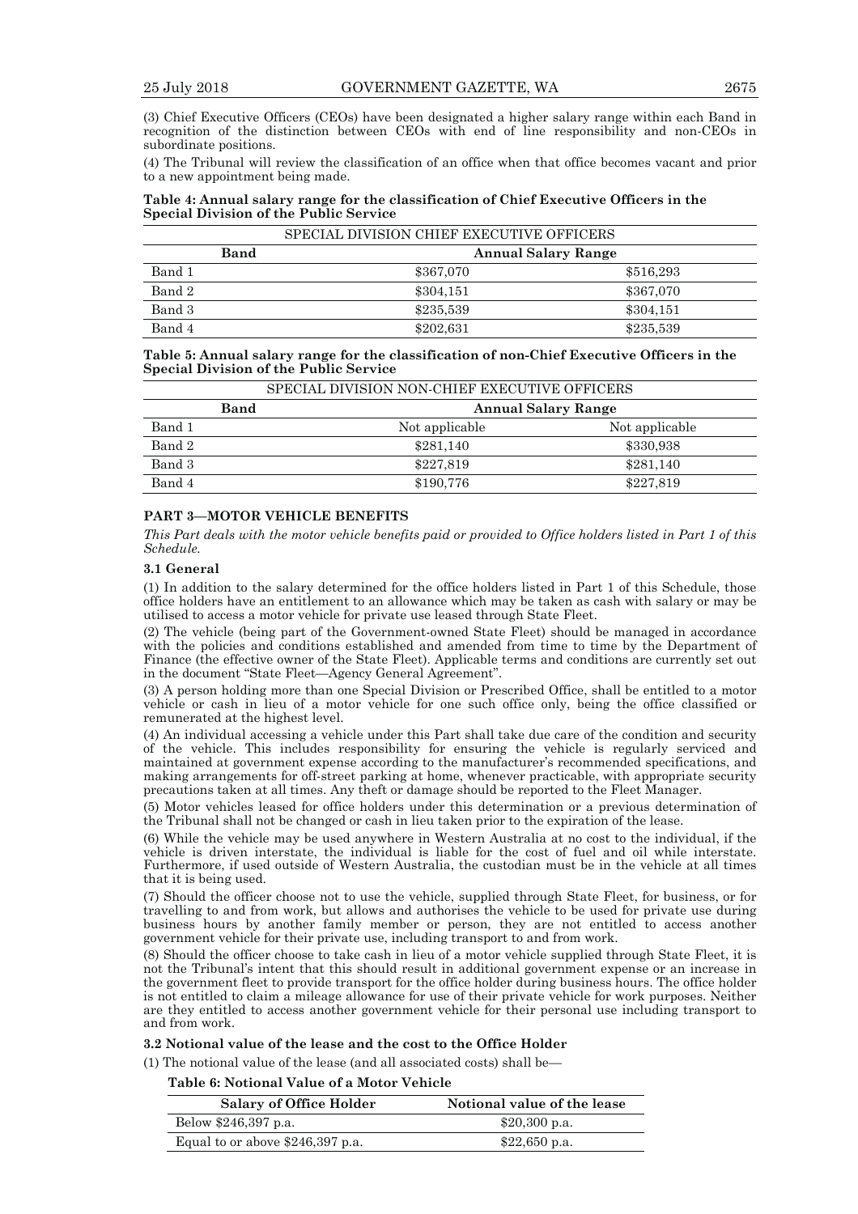(3) Chief Executive Officers (CEOs) have been designated a higher salary range within each Band in recognition of the distinction between CEOs with end of line responsibility and non-CEOs in subordinate positions.

(4) The Tribunal will review the classification of an office when that office becomes vacant and prior to a new appointment being made.

**Table 4: Annual salary range for the classification of Chief Executive Officers in the Special Division of the Public Service**

| SPECIAL DIVISION CHIEF EXECUTIVE OFFICERS | | |
|---|---|---|
| **Band** | **Annual Salary Range** | |
| Band 1 | $367,070 | $516,293 |
| Band 2 | $304,151 | $367,070 |
| Band 3 | $235,539 | $304,151 |
| Band 4 | $202,631 | $235,539 |

**Table 5: Annual salary range for the classification of non-Chief Executive Officers in the Special Division of the Public Service**

| SPECIAL DIVISION NON-CHIEF EXECUTIVE OFFICERS | | |
|---|---|---|
| **Band** | **Annual Salary Range** | |
| Band 1 | Not applicable | Not applicable |
| Band 2 | $281,140 | $330,938 |
| Band 3 | $227,819 | $281,140 |
| Band 4 | $190,776 | $227,819 |

## PART 3—MOTOR VEHICLE BENEFITS

*This Part deals with the motor vehicle benefits paid or provided to Office holders listed in Part 1 of this Schedule.*

### 3.1 General

(1) In addition to the salary determined for the office holders listed in Part 1 of this Schedule, those office holders have an entitlement to an allowance which may be taken as cash with salary or may be utilised to access a motor vehicle for private use leased through State Fleet.

(2) The vehicle (being part of the Government-owned State Fleet) should be managed in accordance with the policies and conditions established and amended from time to time by the Department of Finance (the effective owner of the State Fleet). Applicable terms and conditions are currently set out in the document "State Fleet—Agency General Agreement".

(3) A person holding more than one Special Division or Prescribed Office, shall be entitled to a motor vehicle or cash in lieu of a motor vehicle for one such office only, being the office classified or remunerated at the highest level.

(4) An individual accessing a vehicle under this Part shall take due care of the condition and security of the vehicle. This includes responsibility for ensuring the vehicle is regularly serviced and maintained at government expense according to the manufacturer's recommended specifications, and making arrangements for off-street parking at home, whenever practicable, with appropriate security precautions taken at all times. Any theft or damage should be reported to the Fleet Manager.

(5) Motor vehicles leased for office holders under this determination or a previous determination of the Tribunal shall not be changed or cash in lieu taken prior to the expiration of the lease.

(6) While the vehicle may be used anywhere in Western Australia at no cost to the individual, if the vehicle is driven interstate, the individual is liable for the cost of fuel and oil while interstate. Furthermore, if used outside of Western Australia, the custodian must be in the vehicle at all times that it is being used.

(7) Should the officer choose not to use the vehicle, supplied through State Fleet, for business, or for travelling to and from work, but allows and authorises the vehicle to be used for private use during business hours by another family member or person, they are not entitled to access another government vehicle for their private use, including transport to and from work.

(8) Should the officer choose to take cash in lieu of a motor vehicle supplied through State Fleet, it is not the Tribunal's intent that this should result in additional government expense or an increase in the government fleet to provide transport for the office holder during business hours. The office holder is not entitled to claim a mileage allowance for use of their private vehicle for work purposes. Neither are they entitled to access another government vehicle for their personal use including transport to and from work.

### 3.2 Notional value of the lease and the cost to the Office Holder

(1) The notional value of the lease (and all associated costs) shall be—

**Table 6: Notional Value of a Motor Vehicle**

| Salary of Office Holder | Notional value of the lease |
|---|---|
| Below $246,397 p.a. | $20,300 p.a. |
| Equal to or above $246,397 p.a. | $22,650 p.a. |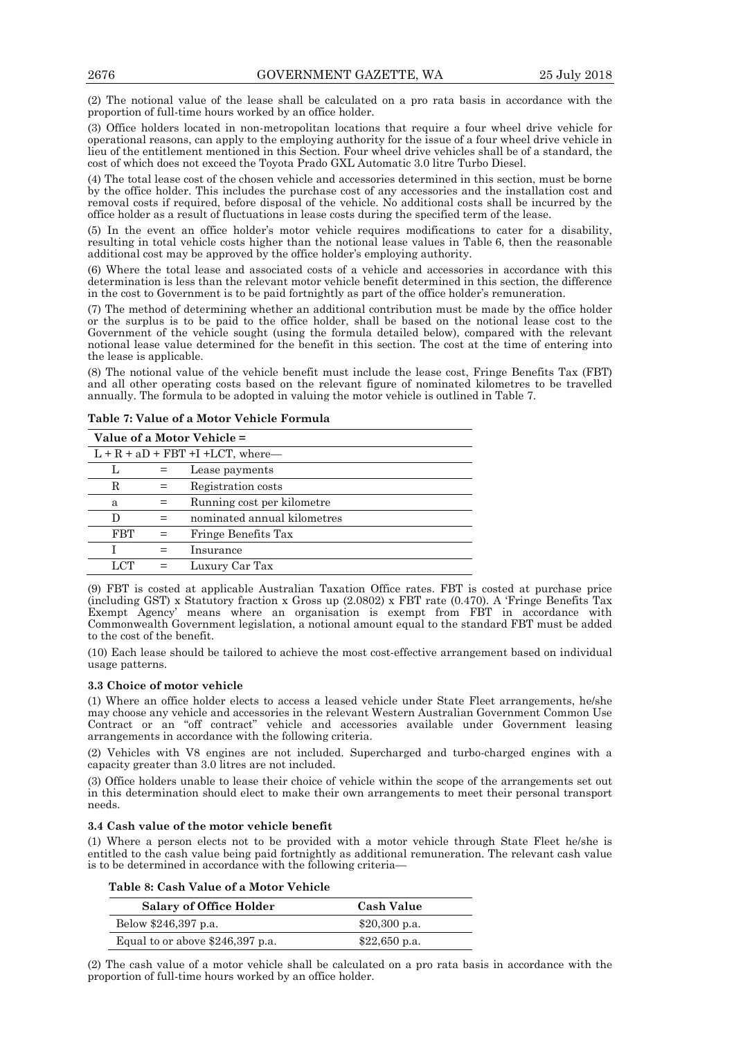(2) The notional value of the lease shall be calculated on a pro rata basis in accordance with the proportion of full-time hours worked by an office holder.

(3) Office holders located in non-metropolitan locations that require a four wheel drive vehicle for operational reasons, can apply to the employing authority for the issue of a four wheel drive vehicle in lieu of the entitlement mentioned in this Section. Four wheel drive vehicles shall be of a standard, the cost of which does not exceed the Toyota Prado GXL Automatic 3.0 litre Turbo Diesel.

(4) The total lease cost of the chosen vehicle and accessories determined in this section, must be borne by the office holder. This includes the purchase cost of any accessories and the installation cost and removal costs if required, before disposal of the vehicle. No additional costs shall be incurred by the office holder as a result of fluctuations in lease costs during the specified term of the lease.

(5) In the event an office holder's motor vehicle requires modifications to cater for a disability, resulting in total vehicle costs higher than the notional lease values in Table 6, then the reasonable additional cost may be approved by the office holder's employing authority.

(6) Where the total lease and associated costs of a vehicle and accessories in accordance with this determination is less than the relevant motor vehicle benefit determined in this section, the difference in the cost to Government is to be paid fortnightly as part of the office holder's remuneration.

(7) The method of determining whether an additional contribution must be made by the office holder or the surplus is to be paid to the office holder, shall be based on the notional lease cost to the Government of the vehicle sought (using the formula detailed below), compared with the relevant notional lease value determined for the benefit in this section. The cost at the time of entering into the lease is applicable.

(8) The notional value of the vehicle benefit must include the lease cost, Fringe Benefits Tax (FBT) and all other operating costs based on the relevant figure of nominated kilometres to be travelled annually. The formula to be adopted in valuing the motor vehicle is outlined in Table 7.

**Table 7: Value of a Motor Vehicle Formula**

| **Value of a Motor Vehicle =** | | |
|---|---|---|
| L + R + aD + FBT +I +LCT, where— | | |
| L | = | Lease payments |
| R | = | Registration costs |
| a | = | Running cost per kilometre |
| D | = | nominated annual kilometres |
| FBT | = | Fringe Benefits Tax |
| I | = | Insurance |
| LCT | = | Luxury Car Tax |

(9) FBT is costed at applicable Australian Taxation Office rates. FBT is costed at purchase price (including GST) x Statutory fraction x Gross up (2.0802) x FBT rate (0.470). A 'Fringe Benefits Tax Exempt Agency' means where an organisation is exempt from FBT in accordance with Commonwealth Government legislation, a notional amount equal to the standard FBT must be added to the cost of the benefit.

(10) Each lease should be tailored to achieve the most cost-effective arrangement based on individual usage patterns.

### 3.3 Choice of motor vehicle

(1) Where an office holder elects to access a leased vehicle under State Fleet arrangements, he/she may choose any vehicle and accessories in the relevant Western Australian Government Common Use Contract or an "off contract" vehicle and accessories available under Government leasing arrangements in accordance with the following criteria.

(2) Vehicles with V8 engines are not included. Supercharged and turbo-charged engines with a capacity greater than 3.0 litres are not included.

(3) Office holders unable to lease their choice of vehicle within the scope of the arrangements set out in this determination should elect to make their own arrangements to meet their personal transport needs.

### 3.4 Cash value of the motor vehicle benefit

(1) Where a person elects not to be provided with a motor vehicle through State Fleet he/she is entitled to the cash value being paid fortnightly as additional remuneration. The relevant cash value is to be determined in accordance with the following criteria—

**Table 8: Cash Value of a Motor Vehicle**

| Salary of Office Holder | Cash Value |
|---|---|
| Below $246,397 p.a. | $20,300 p.a. |
| Equal to or above $246,397 p.a. | $22,650 p.a. |

(2) The cash value of a motor vehicle shall be calculated on a pro rata basis in accordance with the proportion of full-time hours worked by an office holder.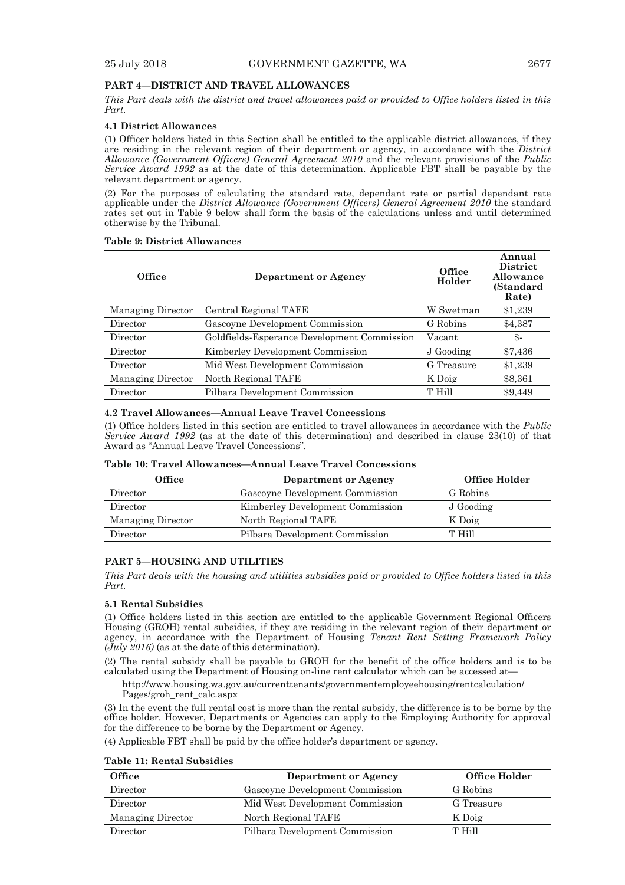## PART 4—DISTRICT AND TRAVEL ALLOWANCES

*This Part deals with the district and travel allowances paid or provided to Office holders listed in this Part.*

### 4.1 District Allowances

(1) Officer holders listed in this Section shall be entitled to the applicable district allowances, if they are residing in the relevant region of their department or agency, in accordance with the *District Allowance (Government Officers) General Agreement 2010* and the relevant provisions of the *Public Service Award 1992* as at the date of this determination. Applicable FBT shall be payable by the relevant department or agency.

(2) For the purposes of calculating the standard rate, dependant rate or partial dependant rate applicable under the *District Allowance (Government Officers) General Agreement 2010* the standard rates set out in Table 9 below shall form the basis of the calculations unless and until determined otherwise by the Tribunal.

**Table 9: District Allowances**

| Office | Department or Agency | Office Holder | Annual District Allowance (Standard Rate) |
|---|---|---|---|
| Managing Director | Central Regional TAFE | W Swetman | $1,239 |
| Director | Gascoyne Development Commission | G Robins | $4,387 |
| Director | Goldfields-Esperance Development Commission | Vacant | $- |
| Director | Kimberley Development Commission | J Gooding | $7,436 |
| Director | Mid West Development Commission | G Treasure | $1,239 |
| Managing Director | North Regional TAFE | K Doig | $8,361 |
| Director | Pilbara Development Commission | T Hill | $9,449 |

### 4.2 Travel Allowances—Annual Leave Travel Concessions

(1) Office holders listed in this section are entitled to travel allowances in accordance with the *Public Service Award 1992* (as at the date of this determination) and described in clause 23(10) of that Award as "Annual Leave Travel Concessions".

**Table 10: Travel Allowances—Annual Leave Travel Concessions**

| Office | Department or Agency | Office Holder |
|---|---|---|
| Director | Gascoyne Development Commission | G Robins |
| Director | Kimberley Development Commission | J Gooding |
| Managing Director | North Regional TAFE | K Doig |
| Director | Pilbara Development Commission | T Hill |

## PART 5—HOUSING AND UTILITIES

*This Part deals with the housing and utilities subsidies paid or provided to Office holders listed in this Part.*

### 5.1 Rental Subsidies

(1) Office holders listed in this section are entitled to the applicable Government Regional Officers Housing (GROH) rental subsidies, if they are residing in the relevant region of their department or agency, in accordance with the Department of Housing *Tenant Rent Setting Framework Policy (July 2016)* (as at the date of this determination).

(2) The rental subsidy shall be payable to GROH for the benefit of the office holders and is to be calculated using the Department of Housing on-line rent calculator which can be accessed at—

http://www.housing.wa.gov.au/currenttenants/governmentemployeehousing/rentcalculation/Pages/groh_rent_calc.aspx

(3) In the event the full rental cost is more than the rental subsidy, the difference is to be borne by the office holder. However, Departments or Agencies can apply to the Employing Authority for approval for the difference to be borne by the Department or Agency.

(4) Applicable FBT shall be paid by the office holder's department or agency.

**Table 11: Rental Subsidies**

| Office | Department or Agency | Office Holder |
|---|---|---|
| Director | Gascoyne Development Commission | G Robins |
| Director | Mid West Development Commission | G Treasure |
| Managing Director | North Regional TAFE | K Doig |
| Director | Pilbara Development Commission | T Hill |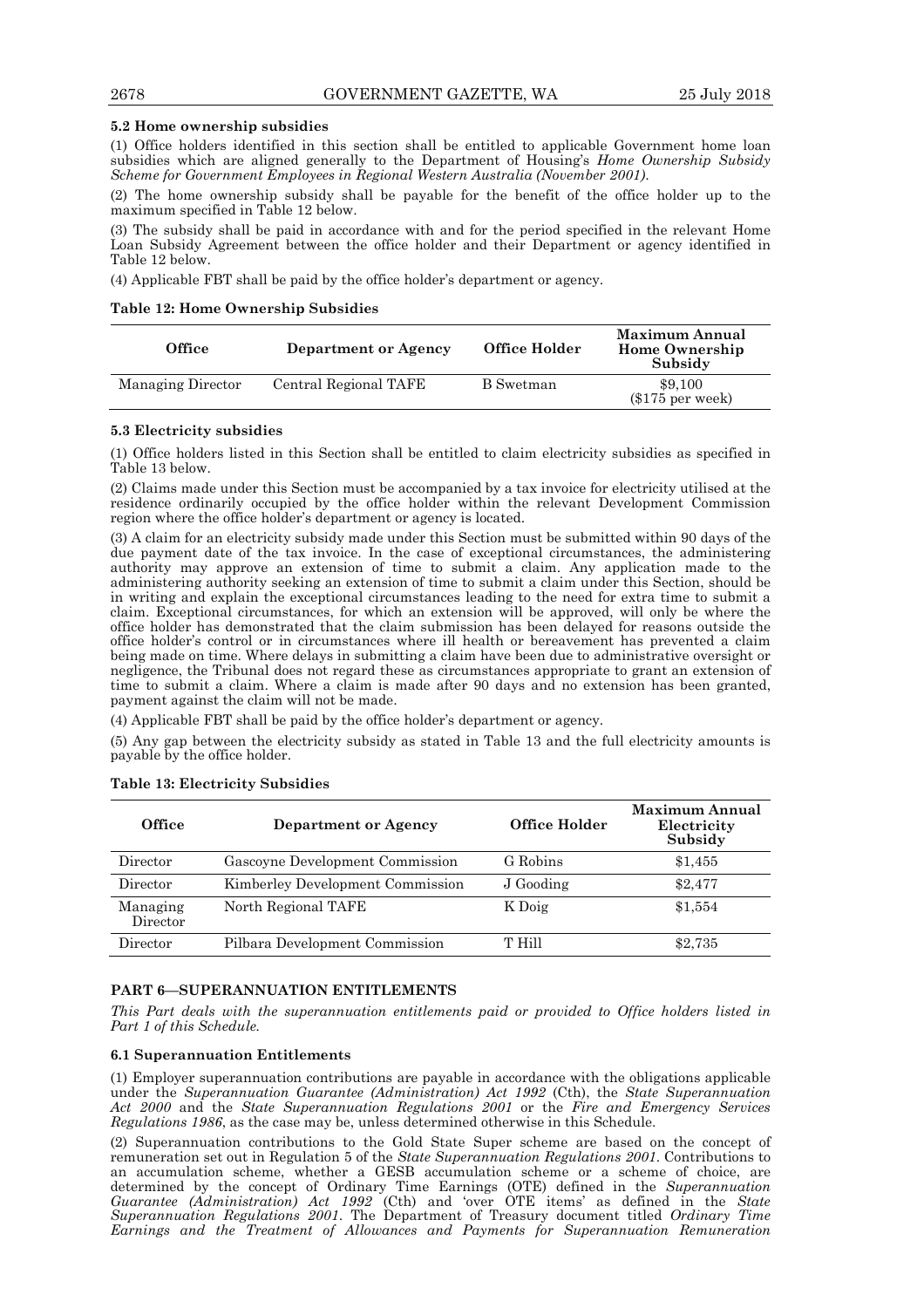**5.2 Home ownership subsidies**

(1) Office holders identified in this section shall be entitled to applicable Government home loan subsidies which are aligned generally to the Department of Housing's *Home Ownership Subsidy Scheme for Government Employees in Regional Western Australia (November 2001).*

(2) The home ownership subsidy shall be payable for the benefit of the office holder up to the maximum specified in Table 12 below.

(3) The subsidy shall be paid in accordance with and for the period specified in the relevant Home Loan Subsidy Agreement between the office holder and their Department or agency identified in Table 12 below.

(4) Applicable FBT shall be paid by the office holder's department or agency.

**Table 12: Home Ownership Subsidies**

| Office | Department or Agency | Office Holder | Maximum Annual Home Ownership Subsidy |
|---|---|---|---|
| Managing Director | Central Regional TAFE | B Swetman | $9,100 ($175 per week) |

**5.3 Electricity subsidies**

(1) Office holders listed in this Section shall be entitled to claim electricity subsidies as specified in Table 13 below.

(2) Claims made under this Section must be accompanied by a tax invoice for electricity utilised at the residence ordinarily occupied by the office holder within the relevant Development Commission region where the office holder's department or agency is located.

(3) A claim for an electricity subsidy made under this Section must be submitted within 90 days of the due payment date of the tax invoice. In the case of exceptional circumstances, the administering authority may approve an extension of time to submit a claim. Any application made to the administering authority seeking an extension of time to submit a claim under this Section, should be in writing and explain the exceptional circumstances leading to the need for extra time to submit a claim. Exceptional circumstances, for which an extension will be approved, will only be where the office holder has demonstrated that the claim submission has been delayed for reasons outside the office holder's control or in circumstances where ill health or bereavement has prevented a claim being made on time. Where delays in submitting a claim have been due to administrative oversight or negligence, the Tribunal does not regard these as circumstances appropriate to grant an extension of time to submit a claim. Where a claim is made after 90 days and no extension has been granted, payment against the claim will not be made.

(4) Applicable FBT shall be paid by the office holder's department or agency.

(5) Any gap between the electricity subsidy as stated in Table 13 and the full electricity amounts is payable by the office holder.

**Table 13: Electricity Subsidies**

| Office | Department or Agency | Office Holder | Maximum Annual Electricity Subsidy |
|---|---|---|---|
| Director | Gascoyne Development Commission | G Robins | $1,455 |
| Director | Kimberley Development Commission | J Gooding | $2,477 |
| Managing Director | North Regional TAFE | K Doig | $1,554 |
| Director | Pilbara Development Commission | T Hill | $2,735 |

**PART 6—SUPERANNUATION ENTITLEMENTS**

*This Part deals with the superannuation entitlements paid or provided to Office holders listed in Part 1 of this Schedule.*

**6.1 Superannuation Entitlements**

(1) Employer superannuation contributions are payable in accordance with the obligations applicable under the *Superannuation Guarantee (Administration) Act 1992* (Cth), the *State Superannuation Act 2000* and the *State Superannuation Regulations 2001* or the *Fire and Emergency Services Regulations 1986*, as the case may be, unless determined otherwise in this Schedule.

(2) Superannuation contributions to the Gold State Super scheme are based on the concept of remuneration set out in Regulation 5 of the *State Superannuation Regulations 2001*. Contributions to an accumulation scheme, whether a GESB accumulation scheme or a scheme of choice, are determined by the concept of Ordinary Time Earnings (OTE) defined in the *Superannuation Guarantee (Administration) Act 1992* (Cth) and 'over OTE items' as defined in the *State Superannuation Regulations 2001*. The Department of Treasury document titled *Ordinary Time Earnings and the Treatment of Allowances and Payments for Superannuation Remuneration*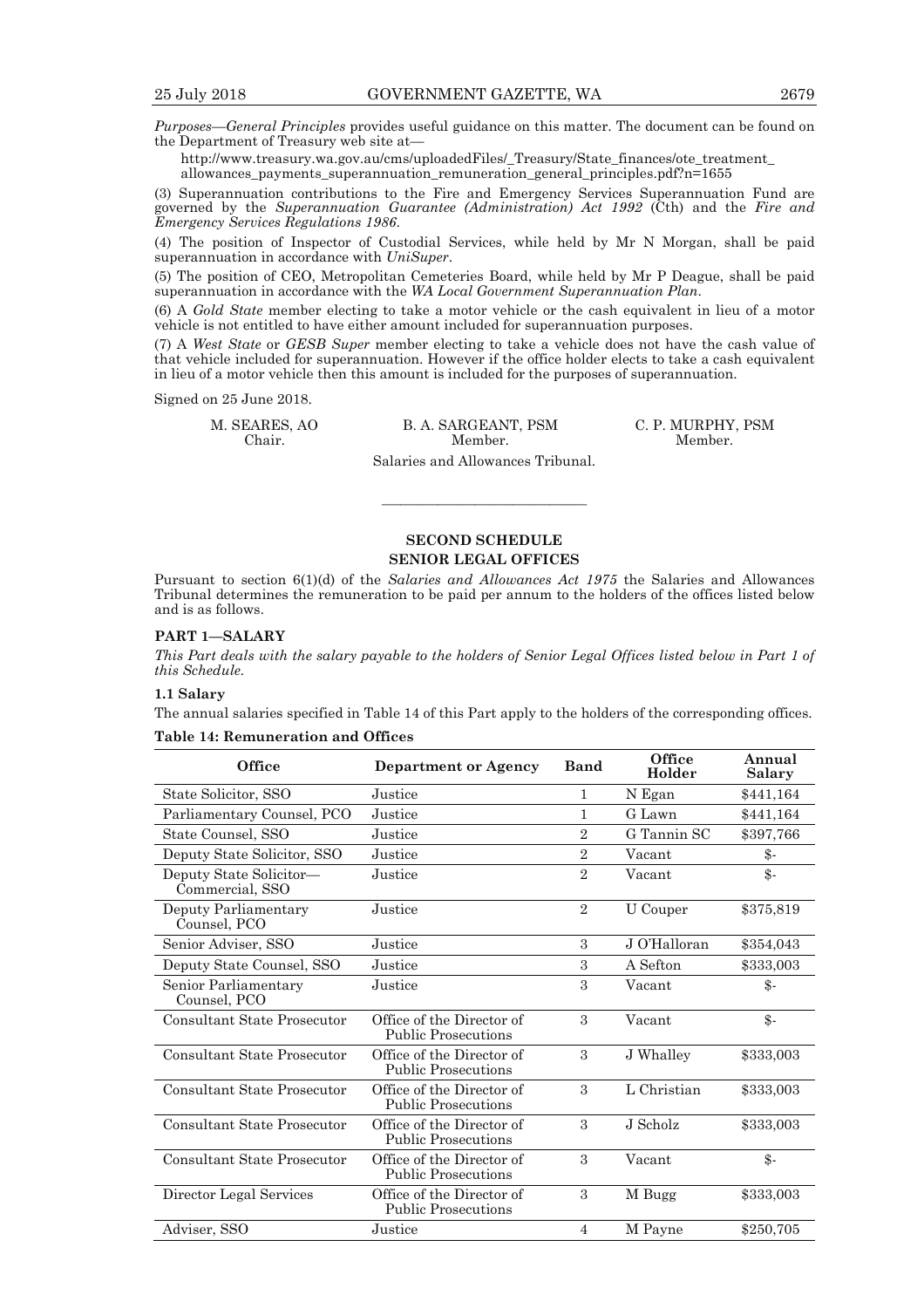*Purposes—General Principles* provides useful guidance on this matter. The document can be found on the Department of Treasury web site at—

http://www.treasury.wa.gov.au/cms/uploadedFiles/_Treasury/State_finances/ote_treatment_allowances_payments_superannuation_remuneration_general_principles.pdf?n=1655

(3) Superannuation contributions to the Fire and Emergency Services Superannuation Fund are governed by the *Superannuation Guarantee (Administration) Act 1992* (Cth) and the *Fire and Emergency Services Regulations 1986*.

(4) The position of Inspector of Custodial Services, while held by Mr N Morgan, shall be paid superannuation in accordance with *UniSuper*.

(5) The position of CEO, Metropolitan Cemeteries Board, while held by Mr P Deague, shall be paid superannuation in accordance with the *WA Local Government Superannuation Plan*.

(6) A *Gold State* member electing to take a motor vehicle or the cash equivalent in lieu of a motor vehicle is not entitled to have either amount included for superannuation purposes.

(7) A *West State* or *GESB Super* member electing to take a vehicle does not have the cash value of that vehicle included for superannuation. However if the office holder elects to take a cash equivalent in lieu of a motor vehicle then this amount is included for the purposes of superannuation.

Signed on 25 June 2018.

M. SEARES, AO
Chair.

B. A. SARGEANT, PSM
Member.

C. P. MURPHY, PSM
Member.

Salaries and Allowances Tribunal.

---

## SECOND SCHEDULE
## SENIOR LEGAL OFFICES

Pursuant to section 6(1)(d) of the *Salaries and Allowances Act 1975* the Salaries and Allowances Tribunal determines the remuneration to be paid per annum to the holders of the offices listed below and is as follows.

### PART 1—SALARY

*This Part deals with the salary payable to the holders of Senior Legal Offices listed below in Part 1 of this Schedule.*

**1.1 Salary**

The annual salaries specified in Table 14 of this Part apply to the holders of the corresponding offices.

**Table 14: Remuneration and Offices**

| Office | Department or Agency | Band | Office Holder | Annual Salary |
|---|---|---|---|---|
| State Solicitor, SSO | Justice | 1 | N Egan | $441,164 |
| Parliamentary Counsel, PCO | Justice | 1 | G Lawn | $441,164 |
| State Counsel, SSO | Justice | 2 | G Tannin SC | $397,766 |
| Deputy State Solicitor, SSO | Justice | 2 | Vacant | $- |
| Deputy State Solicitor—Commercial, SSO | Justice | 2 | Vacant | $- |
| Deputy Parliamentary Counsel, PCO | Justice | 2 | U Couper | $375,819 |
| Senior Adviser, SSO | Justice | 3 | J O'Halloran | $354,043 |
| Deputy State Counsel, SSO | Justice | 3 | A Sefton | $333,003 |
| Senior Parliamentary Counsel, PCO | Justice | 3 | Vacant | $- |
| Consultant State Prosecutor | Office of the Director of Public Prosecutions | 3 | Vacant | $- |
| Consultant State Prosecutor | Office of the Director of Public Prosecutions | 3 | J Whalley | $333,003 |
| Consultant State Prosecutor | Office of the Director of Public Prosecutions | 3 | L Christian | $333,003 |
| Consultant State Prosecutor | Office of the Director of Public Prosecutions | 3 | J Scholz | $333,003 |
| Consultant State Prosecutor | Office of the Director of Public Prosecutions | 3 | Vacant | $- |
| Director Legal Services | Office of the Director of Public Prosecutions | 3 | M Bugg | $333,003 |
| Adviser, SSO | Justice | 4 | M Payne | $250,705 |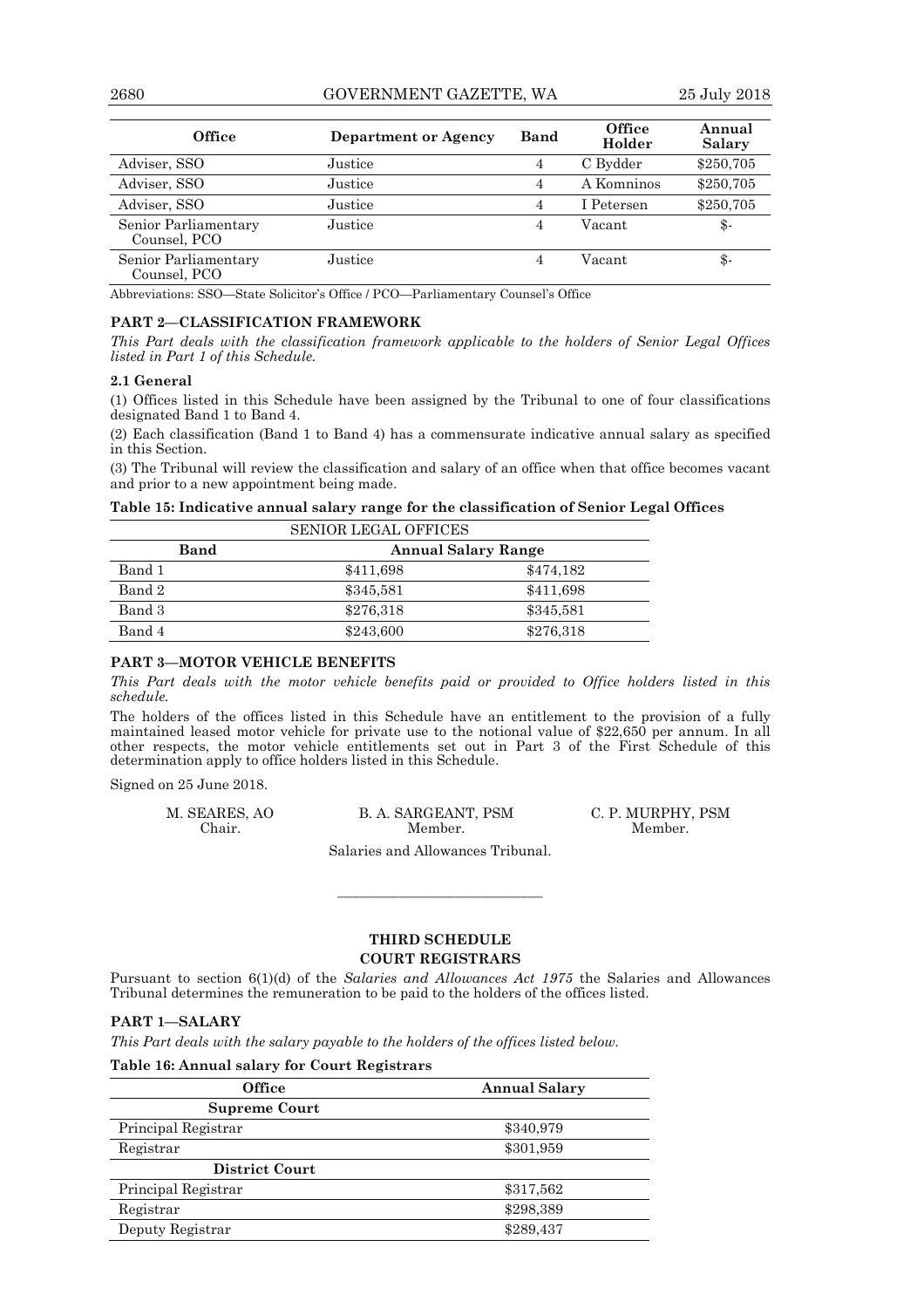| Office | Department or Agency | Band | Office Holder | Annual Salary |
|---|---|---|---|---|
| Adviser, SSO | Justice | 4 | C Bydder | $250,705 |
| Adviser, SSO | Justice | 4 | A Komninos | $250,705 |
| Adviser, SSO | Justice | 4 | I Petersen | $250,705 |
| Senior Parliamentary Counsel, PCO | Justice | 4 | Vacant | $- |
| Senior Parliamentary Counsel, PCO | Justice | 4 | Vacant | $- |

Abbreviations: SSO—State Solicitor's Office / PCO—Parliamentary Counsel's Office

### PART 2—CLASSIFICATION FRAMEWORK

*This Part deals with the classification framework applicable to the holders of Senior Legal Offices listed in Part 1 of this Schedule.*

**2.1 General**

(1) Offices listed in this Schedule have been assigned by the Tribunal to one of four classifications designated Band 1 to Band 4.

(2) Each classification (Band 1 to Band 4) has a commensurate indicative annual salary as specified in this Section.

(3) The Tribunal will review the classification and salary of an office when that office becomes vacant and prior to a new appointment being made.

**Table 15: Indicative annual salary range for the classification of Senior Legal Offices**

| SENIOR LEGAL OFFICES | | |
|---|---|---|
| **Band** | **Annual Salary Range** | |
| Band 1 | $411,698 | $474,182 |
| Band 2 | $345,581 | $411,698 |
| Band 3 | $276,318 | $345,581 |
| Band 4 | $243,600 | $276,318 |

### PART 3—MOTOR VEHICLE BENEFITS

*This Part deals with the motor vehicle benefits paid or provided to Office holders listed in this schedule.*

The holders of the offices listed in this Schedule have an entitlement to the provision of a fully maintained leased motor vehicle for private use to the notional value of $22,650 per annum. In all other respects, the motor vehicle entitlements set out in Part 3 of the First Schedule of this determination apply to office holders listed in this Schedule.

Signed on 25 June 2018.

M. SEARES, AO, Chair.
B. A. SARGEANT, PSM, Member.
C. P. MURPHY, PSM, Member.

Salaries and Allowances Tribunal.

---

## THIRD SCHEDULE
## COURT REGISTRARS

Pursuant to section 6(1)(d) of the *Salaries and Allowances Act 1975* the Salaries and Allowances Tribunal determines the remuneration to be paid to the holders of the offices listed.

### PART 1—SALARY

*This Part deals with the salary payable to the holders of the offices listed below.*

**Table 16: Annual salary for Court Registrars**

| Office | Annual Salary |
|---|---|
| **Supreme Court** | |
| Principal Registrar | $340,979 |
| Registrar | $301,959 |
| **District Court** | |
| Principal Registrar | $317,562 |
| Registrar | $298,389 |
| Deputy Registrar | $289,437 |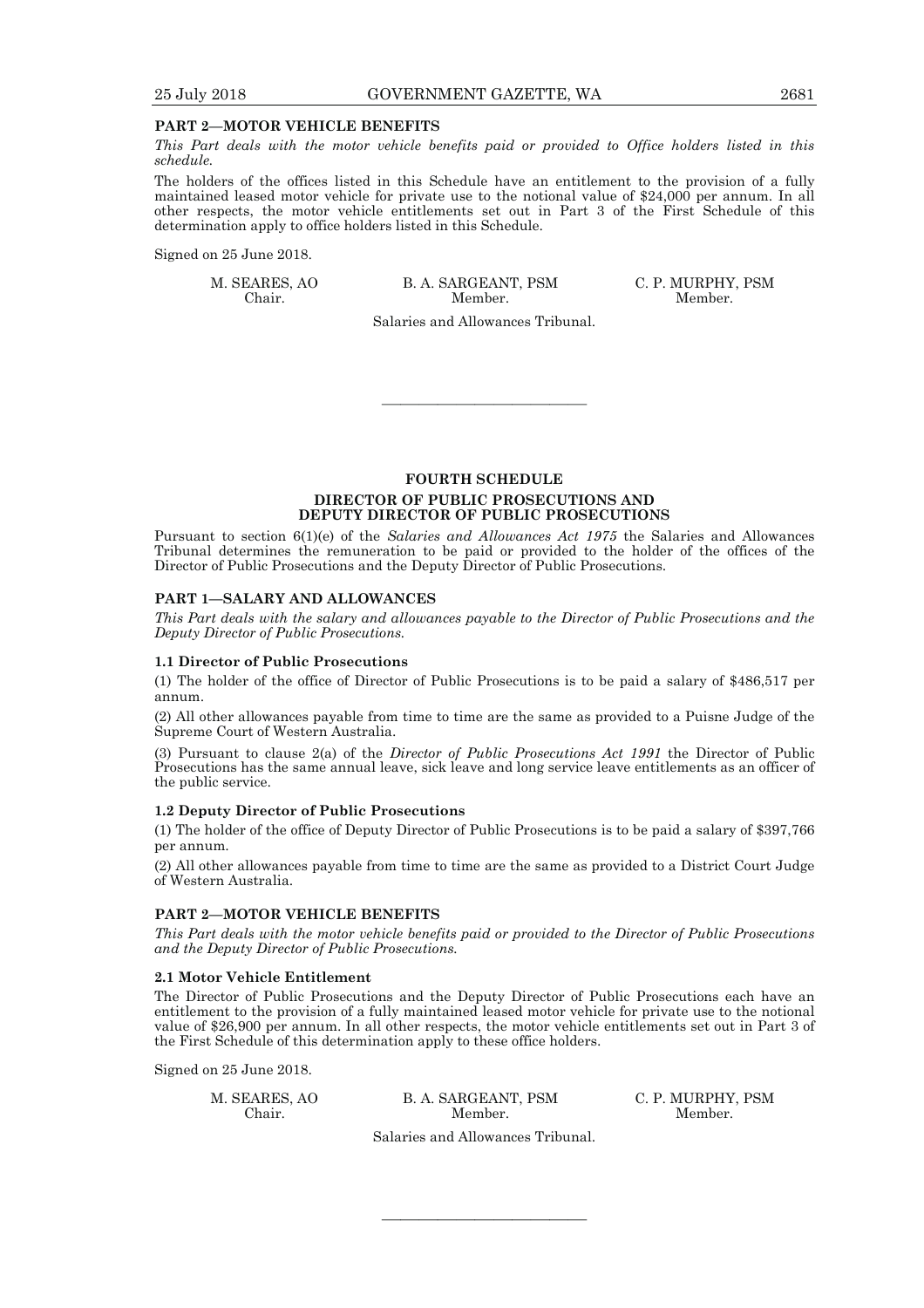## PART 2—MOTOR VEHICLE BENEFITS

*This Part deals with the motor vehicle benefits paid or provided to Office holders listed in this schedule.*

The holders of the offices listed in this Schedule have an entitlement to the provision of a fully maintained leased motor vehicle for private use to the notional value of $24,000 per annum. In all other respects, the motor vehicle entitlements set out in Part 3 of the First Schedule of this determination apply to office holders listed in this Schedule.

Signed on 25 June 2018.

| M. SEARES, AO | B. A. SARGEANT, PSM | C. P. MURPHY, PSM |
|---|---|---|
| Chair. | Member. | Member. |

Salaries and Allowances Tribunal.

---

# FOURTH SCHEDULE

## DIRECTOR OF PUBLIC PROSECUTIONS AND DEPUTY DIRECTOR OF PUBLIC PROSECUTIONS

Pursuant to section 6(1)(e) of the *Salaries and Allowances Act 1975* the Salaries and Allowances Tribunal determines the remuneration to be paid or provided to the holder of the offices of the Director of Public Prosecutions and the Deputy Director of Public Prosecutions.

## PART 1—SALARY AND ALLOWANCES

*This Part deals with the salary and allowances payable to the Director of Public Prosecutions and the Deputy Director of Public Prosecutions.*

### 1.1 Director of Public Prosecutions

(1) The holder of the office of Director of Public Prosecutions is to be paid a salary of $486,517 per annum.

(2) All other allowances payable from time to time are the same as provided to a Puisne Judge of the Supreme Court of Western Australia.

(3) Pursuant to clause 2(a) of the *Director of Public Prosecutions Act 1991* the Director of Public Prosecutions has the same annual leave, sick leave and long service leave entitlements as an officer of the public service.

### 1.2 Deputy Director of Public Prosecutions

(1) The holder of the office of Deputy Director of Public Prosecutions is to be paid a salary of $397,766 per annum.

(2) All other allowances payable from time to time are the same as provided to a District Court Judge of Western Australia.

## PART 2—MOTOR VEHICLE BENEFITS

*This Part deals with the motor vehicle benefits paid or provided to the Director of Public Prosecutions and the Deputy Director of Public Prosecutions.*

### 2.1 Motor Vehicle Entitlement

The Director of Public Prosecutions and the Deputy Director of Public Prosecutions each have an entitlement to the provision of a fully maintained leased motor vehicle for private use to the notional value of $26,900 per annum. In all other respects, the motor vehicle entitlements set out in Part 3 of the First Schedule of this determination apply to these office holders.

Signed on 25 June 2018.

| M. SEARES, AO | B. A. SARGEANT, PSM | C. P. MURPHY, PSM |
|---|---|---|
| Chair. | Member. | Member. |

Salaries and Allowances Tribunal.

---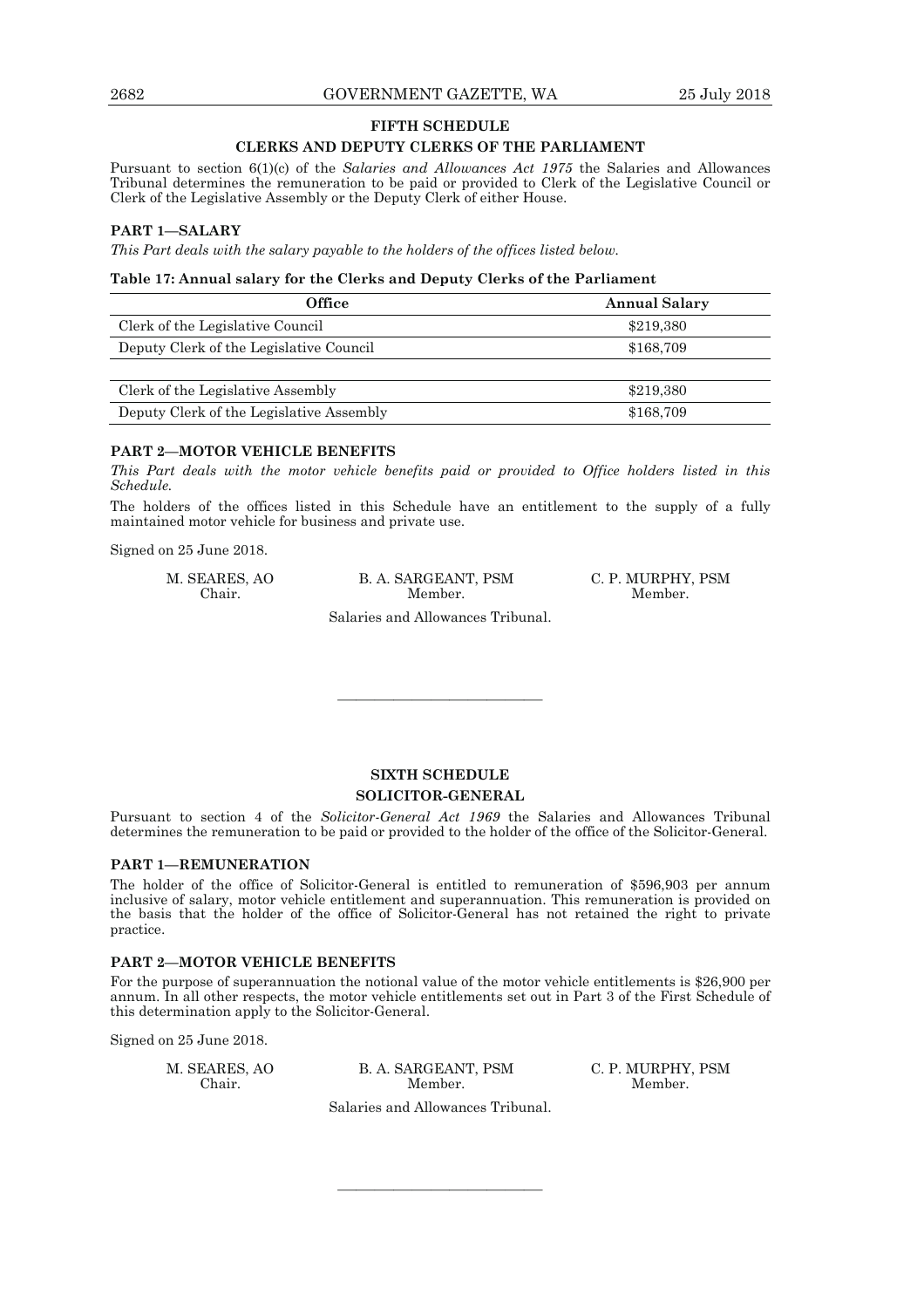## FIFTH SCHEDULE

### CLERKS AND DEPUTY CLERKS OF THE PARLIAMENT

Pursuant to section 6(1)(c) of the *Salaries and Allowances Act 1975* the Salaries and Allowances Tribunal determines the remuneration to be paid or provided to Clerk of the Legislative Council or Clerk of the Legislative Assembly or the Deputy Clerk of either House.

### PART 1—SALARY

*This Part deals with the salary payable to the holders of the offices listed below.*

**Table 17: Annual salary for the Clerks and Deputy Clerks of the Parliament**

| Office | Annual Salary |
|---|---|
| Clerk of the Legislative Council | $219,380 |
| Deputy Clerk of the Legislative Council | $168,709 |
| | |
| Clerk of the Legislative Assembly | $219,380 |
| Deputy Clerk of the Legislative Assembly | $168,709 |

### PART 2—MOTOR VEHICLE BENEFITS

*This Part deals with the motor vehicle benefits paid or provided to Office holders listed in this Schedule.*

The holders of the offices listed in this Schedule have an entitlement to the supply of a fully maintained motor vehicle for business and private use.

Signed on 25 June 2018.

M. SEARES, AO, Chair.
B. A. SARGEANT, PSM, Member.
C. P. MURPHY, PSM, Member.

Salaries and Allowances Tribunal.

---

## SIXTH SCHEDULE

### SOLICITOR-GENERAL

Pursuant to section 4 of the *Solicitor-General Act 1969* the Salaries and Allowances Tribunal determines the remuneration to be paid or provided to the holder of the office of the Solicitor-General.

### PART 1—REMUNERATION

The holder of the office of Solicitor-General is entitled to remuneration of $596,903 per annum inclusive of salary, motor vehicle entitlement and superannuation. This remuneration is provided on the basis that the holder of the office of Solicitor-General has not retained the right to private practice.

### PART 2—MOTOR VEHICLE BENEFITS

For the purpose of superannuation the notional value of the motor vehicle entitlements is $26,900 per annum. In all other respects, the motor vehicle entitlements set out in Part 3 of the First Schedule of this determination apply to the Solicitor-General.

Signed on 25 June 2018.

M. SEARES, AO, Chair.
B. A. SARGEANT, PSM, Member.
C. P. MURPHY, PSM, Member.

Salaries and Allowances Tribunal.

---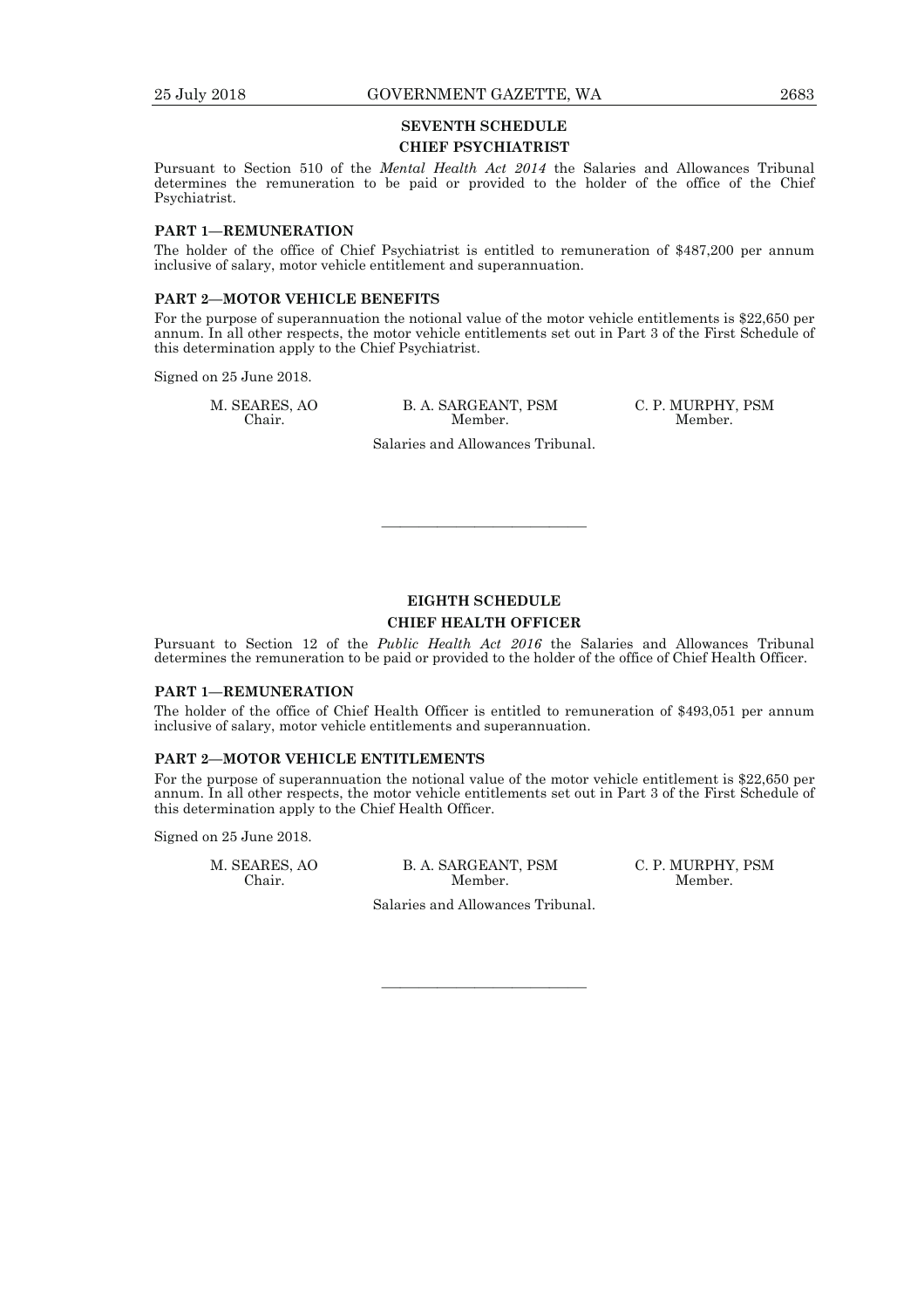## SEVENTH SCHEDULE

## CHIEF PSYCHIATRIST

Pursuant to Section 510 of the *Mental Health Act 2014* the Salaries and Allowances Tribunal determines the remuneration to be paid or provided to the holder of the office of the Chief Psychiatrist.

### PART 1—REMUNERATION

The holder of the office of Chief Psychiatrist is entitled to remuneration of $487,200 per annum inclusive of salary, motor vehicle entitlement and superannuation.

### PART 2—MOTOR VEHICLE BENEFITS

For the purpose of superannuation the notional value of the motor vehicle entitlements is $22,650 per annum. In all other respects, the motor vehicle entitlements set out in Part 3 of the First Schedule of this determination apply to the Chief Psychiatrist.

Signed on 25 June 2018.

M. SEARES, AO
Chair.

B. A. SARGEANT, PSM
Member.

C. P. MURPHY, PSM
Member.

Salaries and Allowances Tribunal.

---

## EIGHTH SCHEDULE

## CHIEF HEALTH OFFICER

Pursuant to Section 12 of the *Public Health Act 2016* the Salaries and Allowances Tribunal determines the remuneration to be paid or provided to the holder of the office of Chief Health Officer.

### PART 1—REMUNERATION

The holder of the office of Chief Health Officer is entitled to remuneration of $493,051 per annum inclusive of salary, motor vehicle entitlements and superannuation.

### PART 2—MOTOR VEHICLE ENTITLEMENTS

For the purpose of superannuation the notional value of the motor vehicle entitlement is $22,650 per annum. In all other respects, the motor vehicle entitlements set out in Part 3 of the First Schedule of this determination apply to the Chief Health Officer.

Signed on 25 June 2018.

M. SEARES, AO
Chair.

B. A. SARGEANT, PSM
Member.

C. P. MURPHY, PSM
Member.

Salaries and Allowances Tribunal.

---